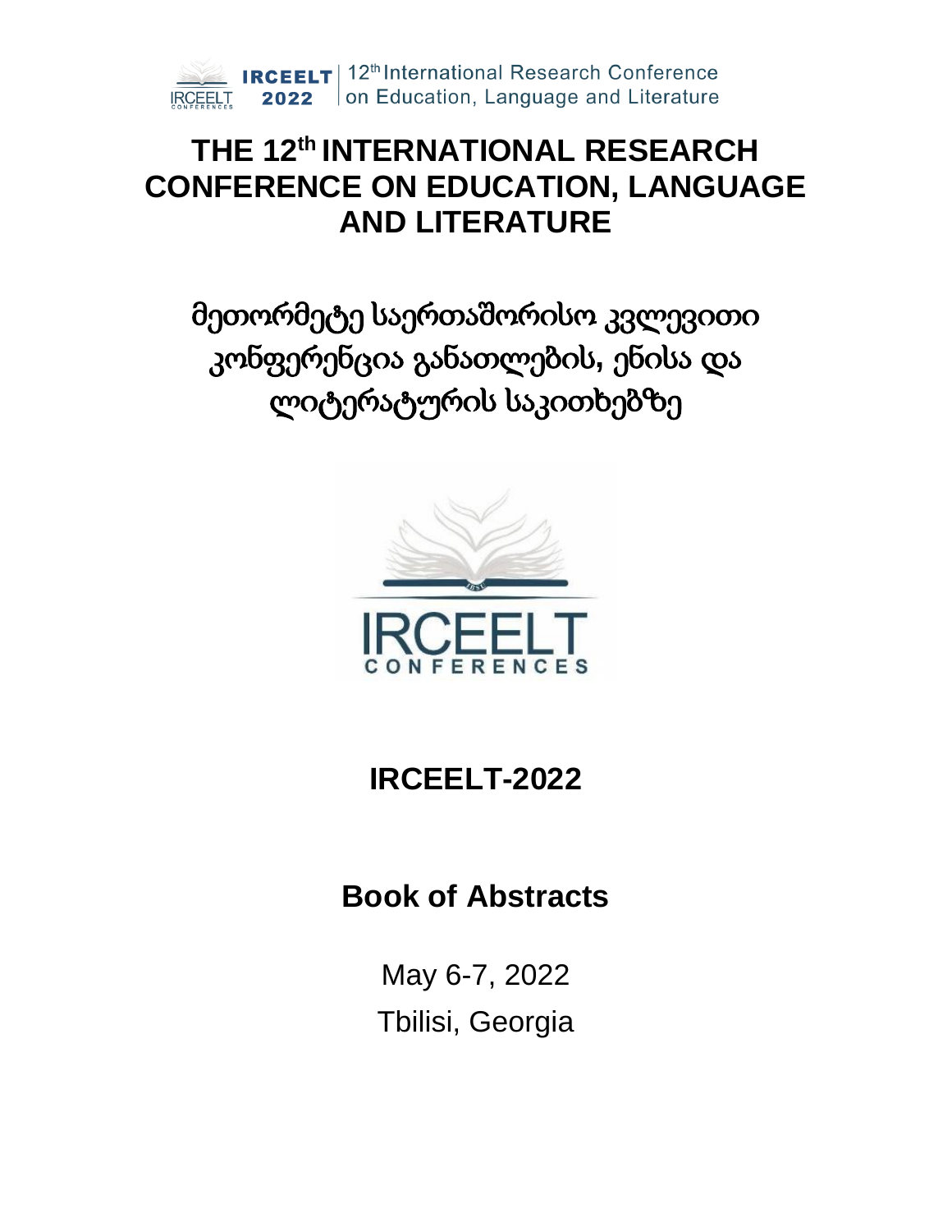# THE 12th INTERNATIONAL RESEARCH CONFERENCE ON EDUCATION, LANGUAGE AND LITERATURE

## მეთორმეტე საერთაშორისო კვლევითი კონფერენცია განათლების, ენისა და ლიტერატურის საკითხებზე

## IRCEELT-2022

## Book of Abstracts

May 6-7, 2022

Tbilisi, Georgia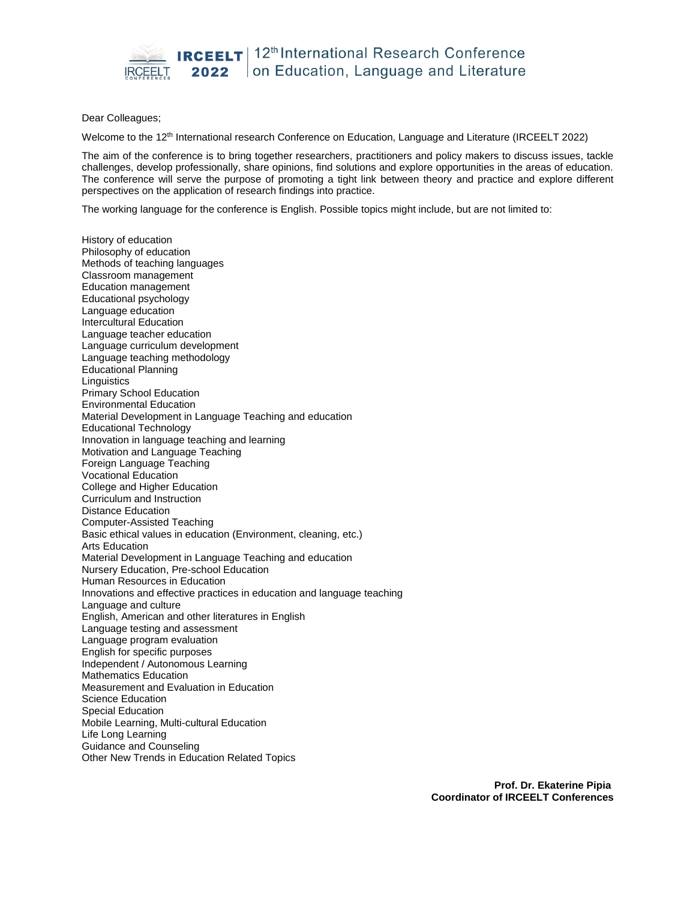Dear Colleagues;

Welcome to the 12th International research Conference on Education, Language and Literature (IRCEELT 2022)

The aim of the conference is to bring together researchers, practitioners and policy makers to discuss issues, tackle challenges, develop professionally, share opinions, find solutions and explore opportunities in the areas of education. The conference will serve the purpose of promoting a tight link between theory and practice and explore different perspectives on the application of research findings into practice.

The working language for the conference is English. Possible topics might include, but are not limited to:

History of education
Philosophy of education
Methods of teaching languages
Classroom management
Education management
Educational psychology
Language education
Intercultural Education
Language teacher education
Language curriculum development
Language teaching methodology
Educational Planning
Linguistics
Primary School Education
Environmental Education
Material Development in Language Teaching and education
Educational Technology
Innovation in language teaching and learning
Motivation and Language Teaching
Foreign Language Teaching
Vocational Education
College and Higher Education
Curriculum and Instruction
Distance Education
Computer-Assisted Teaching
Basic ethical values in education (Environment, cleaning, etc.)
Arts Education
Material Development in Language Teaching and education
Nursery Education, Pre-school Education
Human Resources in Education
Innovations and effective practices in education and language teaching
Language and culture
English, American and other literatures in English
Language testing and assessment
Language program evaluation
English for specific purposes
Independent / Autonomous Learning
Mathematics Education
Measurement and Evaluation in Education
Science Education
Special Education
Mobile Learning, Multi-cultural Education
Life Long Learning
Guidance and Counseling
Other New Trends in Education Related Topics

**Prof. Dr. Ekaterine Pipia**
**Coordinator of IRCEELT Conferences**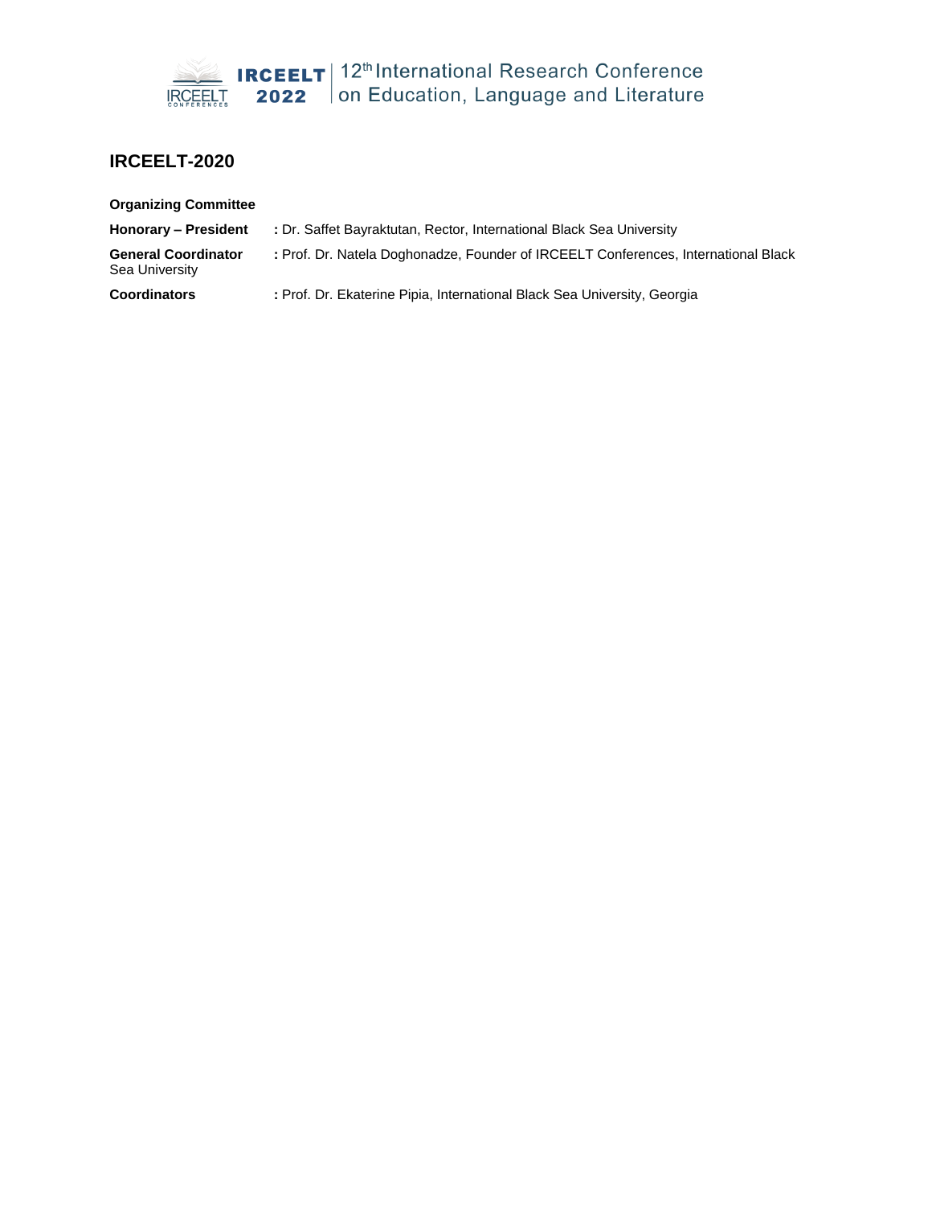## IRCEELT-2020

**Organizing Committee**

**Honorary – President** : Dr. Saffet Bayraktutan, Rector, International Black Sea University

**General Coordinator** : Prof. Dr. Natela Doghonadze, Founder of IRCEELT Conferences, International Black Sea University

**Coordinators** : Prof. Dr. Ekaterine Pipia, International Black Sea University, Georgia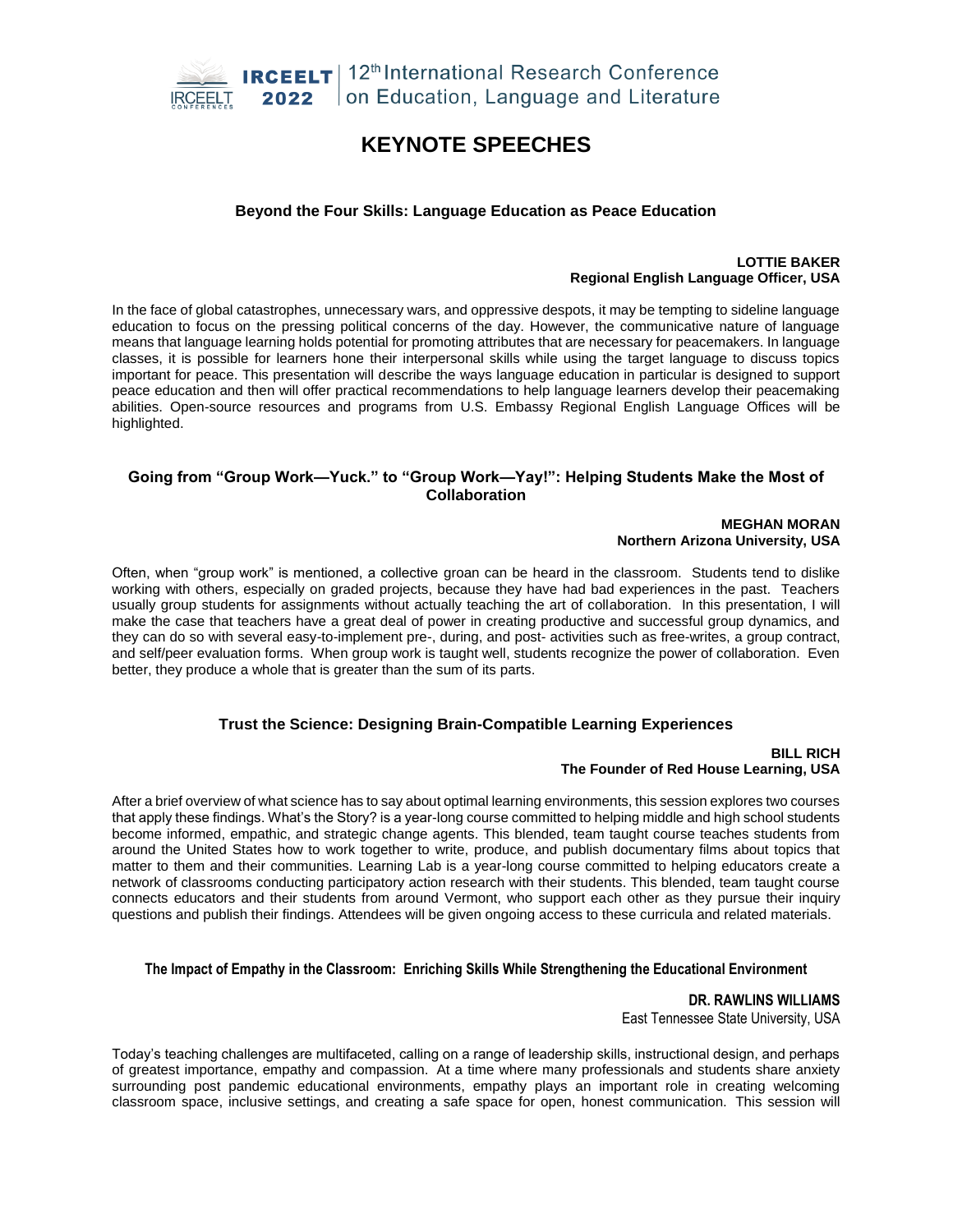# KEYNOTE SPEECHES

### Beyond the Four Skills: Language Education as Peace Education

**LOTTIE BAKER**
**Regional English Language Officer, USA**

In the face of global catastrophes, unnecessary wars, and oppressive despots, it may be tempting to sideline language education to focus on the pressing political concerns of the day. However, the communicative nature of language means that language learning holds potential for promoting attributes that are necessary for peacemakers. In language classes, it is possible for learners hone their interpersonal skills while using the target language to discuss topics important for peace. This presentation will describe the ways language education in particular is designed to support peace education and then will offer practical recommendations to help language learners develop their peacemaking abilities. Open-source resources and programs from U.S. Embassy Regional English Language Offices will be highlighted.

### Going from "Group Work—Yuck." to "Group Work—Yay!": Helping Students Make the Most of Collaboration

**MEGHAN MORAN**
**Northern Arizona University, USA**

Often, when "group work" is mentioned, a collective groan can be heard in the classroom. Students tend to dislike working with others, especially on graded projects, because they have had bad experiences in the past. Teachers usually group students for assignments without actually teaching the art of collaboration. In this presentation, I will make the case that teachers have a great deal of power in creating productive and successful group dynamics, and they can do so with several easy-to-implement pre-, during, and post- activities such as free-writes, a group contract, and self/peer evaluation forms. When group work is taught well, students recognize the power of collaboration. Even better, they produce a whole that is greater than the sum of its parts.

### Trust the Science: Designing Brain-Compatible Learning Experiences

**BILL RICH**
**The Founder of Red House Learning, USA**

After a brief overview of what science has to say about optimal learning environments, this session explores two courses that apply these findings. What's the Story? is a year-long course committed to helping middle and high school students become informed, empathic, and strategic change agents. This blended, team taught course teaches students from around the United States how to work together to write, produce, and publish documentary films about topics that matter to them and their communities. Learning Lab is a year-long course committed to helping educators create a network of classrooms conducting participatory action research with their students. This blended, team taught course connects educators and their students from around Vermont, who support each other as they pursue their inquiry questions and publish their findings. Attendees will be given ongoing access to these curricula and related materials.

### The Impact of Empathy in the Classroom: Enriching Skills While Strengthening the Educational Environment

**DR. RAWLINS WILLIAMS**
East Tennessee State University, USA

Today's teaching challenges are multifaceted, calling on a range of leadership skills, instructional design, and perhaps of greatest importance, empathy and compassion. At a time where many professionals and students share anxiety surrounding post pandemic educational environments, empathy plays an important role in creating welcoming classroom space, inclusive settings, and creating a safe space for open, honest communication. This session will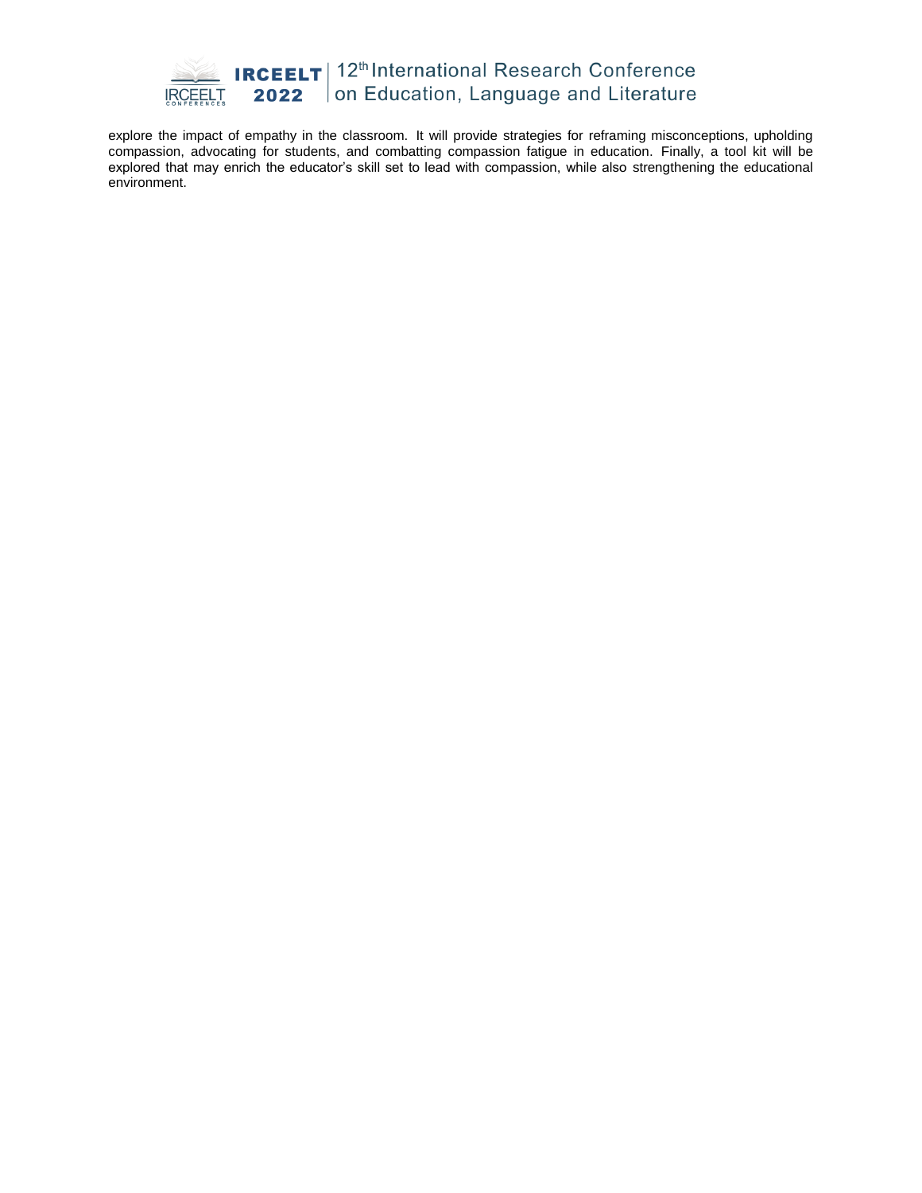explore the impact of empathy in the classroom. It will provide strategies for reframing misconceptions, upholding compassion, advocating for students, and combatting compassion fatigue in education. Finally, a tool kit will be explored that may enrich the educator's skill set to lead with compassion, while also strengthening the educational environment.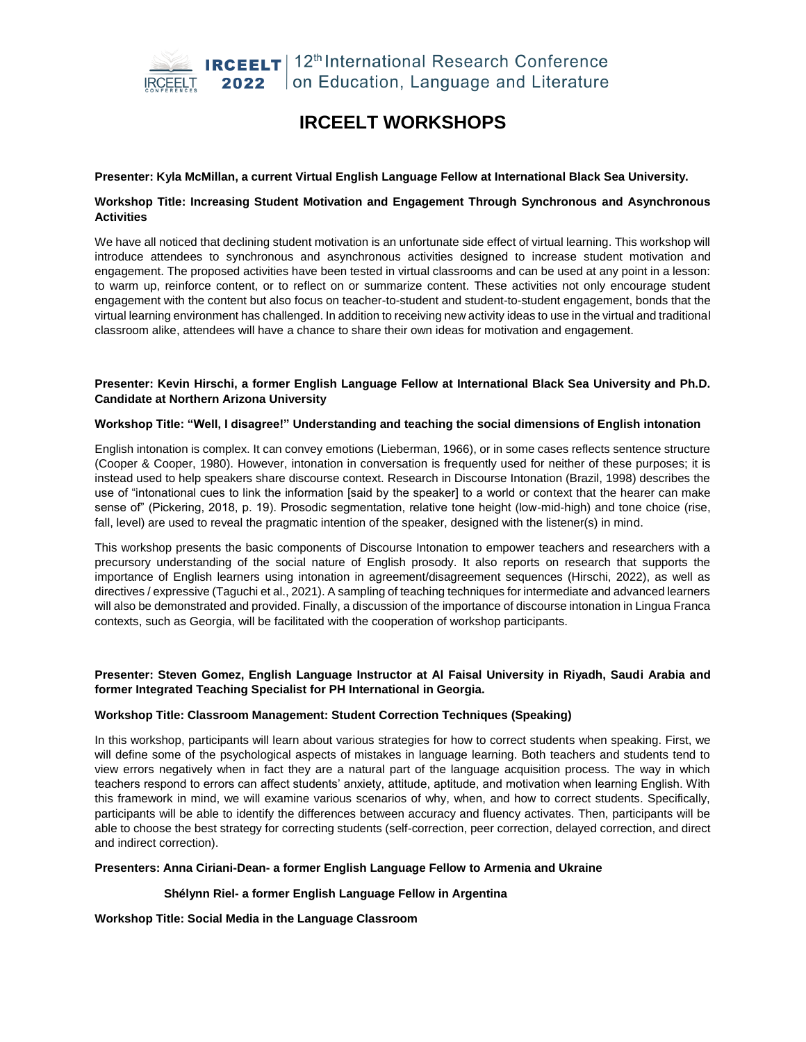# IRCEELT WORKSHOPS

**Presenter: Kyla McMillan, a current Virtual English Language Fellow at International Black Sea University.**

**Workshop Title: Increasing Student Motivation and Engagement Through Synchronous and Asynchronous Activities**

We have all noticed that declining student motivation is an unfortunate side effect of virtual learning. This workshop will introduce attendees to synchronous and asynchronous activities designed to increase student motivation and engagement. The proposed activities have been tested in virtual classrooms and can be used at any point in a lesson: to warm up, reinforce content, or to reflect on or summarize content. These activities not only encourage student engagement with the content but also focus on teacher-to-student and student-to-student engagement, bonds that the virtual learning environment has challenged. In addition to receiving new activity ideas to use in the virtual and traditional classroom alike, attendees will have a chance to share their own ideas for motivation and engagement.

**Presenter: Kevin Hirschi, a former English Language Fellow at International Black Sea University and Ph.D. Candidate at Northern Arizona University**

**Workshop Title: "Well, I disagree!" Understanding and teaching the social dimensions of English intonation**

English intonation is complex. It can convey emotions (Lieberman, 1966), or in some cases reflects sentence structure (Cooper & Cooper, 1980). However, intonation in conversation is frequently used for neither of these purposes; it is instead used to help speakers share discourse context. Research in Discourse Intonation (Brazil, 1998) describes the use of "intonational cues to link the information [said by the speaker] to a world or context that the hearer can make sense of" (Pickering, 2018, p. 19). Prosodic segmentation, relative tone height (low-mid-high) and tone choice (rise, fall, level) are used to reveal the pragmatic intention of the speaker, designed with the listener(s) in mind.

This workshop presents the basic components of Discourse Intonation to empower teachers and researchers with a precursory understanding of the social nature of English prosody. It also reports on research that supports the importance of English learners using intonation in agreement/disagreement sequences (Hirschi, 2022), as well as directives / expressive (Taguchi et al., 2021). A sampling of teaching techniques for intermediate and advanced learners will also be demonstrated and provided. Finally, a discussion of the importance of discourse intonation in Lingua Franca contexts, such as Georgia, will be facilitated with the cooperation of workshop participants.

**Presenter: Steven Gomez, English Language Instructor at Al Faisal University in Riyadh, Saudi Arabia and former Integrated Teaching Specialist for PH International in Georgia.**

**Workshop Title: Classroom Management: Student Correction Techniques (Speaking)**

In this workshop, participants will learn about various strategies for how to correct students when speaking. First, we will define some of the psychological aspects of mistakes in language learning. Both teachers and students tend to view errors negatively when in fact they are a natural part of the language acquisition process. The way in which teachers respond to errors can affect students' anxiety, attitude, aptitude, and motivation when learning English. With this framework in mind, we will examine various scenarios of why, when, and how to correct students. Specifically, participants will be able to identify the differences between accuracy and fluency activates. Then, participants will be able to choose the best strategy for correcting students (self-correction, peer correction, delayed correction, and direct and indirect correction).

**Presenters: Anna Ciriani-Dean- a former English Language Fellow to Armenia and Ukraine**

**Shélynn Riel- a former English Language Fellow in Argentina**

**Workshop Title: Social Media in the Language Classroom**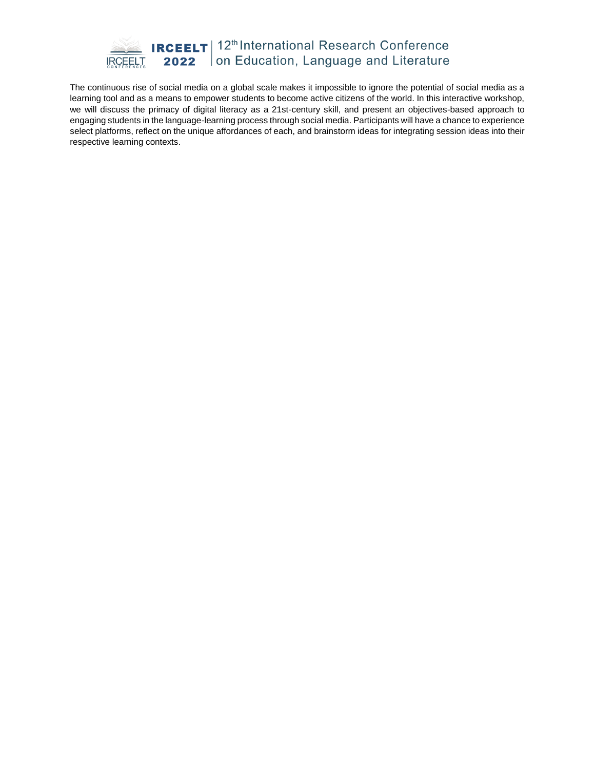The continuous rise of social media on a global scale makes it impossible to ignore the potential of social media as a learning tool and as a means to empower students to become active citizens of the world. In this interactive workshop, we will discuss the primacy of digital literacy as a 21st-century skill, and present an objectives-based approach to engaging students in the language-learning process through social media. Participants will have a chance to experience select platforms, reflect on the unique affordances of each, and brainstorm ideas for integrating session ideas into their respective learning contexts.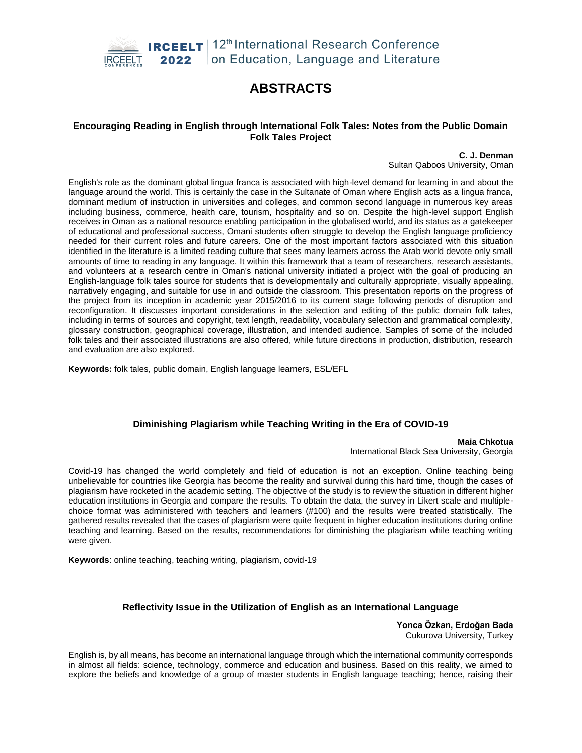# ABSTRACTS

### Encouraging Reading in English through International Folk Tales: Notes from the Public Domain Folk Tales Project

**C. J. Denman**
Sultan Qaboos University, Oman

English's role as the dominant global lingua franca is associated with high-level demand for learning in and about the language around the world. This is certainly the case in the Sultanate of Oman where English acts as a lingua franca, dominant medium of instruction in universities and colleges, and common second language in numerous key areas including business, commerce, health care, tourism, hospitality and so on. Despite the high-level support English receives in Oman as a national resource enabling participation in the globalised world, and its status as a gatekeeper of educational and professional success, Omani students often struggle to develop the English language proficiency needed for their current roles and future careers. One of the most important factors associated with this situation identified in the literature is a limited reading culture that sees many learners across the Arab world devote only small amounts of time to reading in any language. It within this framework that a team of researchers, research assistants, and volunteers at a research centre in Oman's national university initiated a project with the goal of producing an English-language folk tales source for students that is developmentally and culturally appropriate, visually appealing, narratively engaging, and suitable for use in and outside the classroom. This presentation reports on the progress of the project from its inception in academic year 2015/2016 to its current stage following periods of disruption and reconfiguration. It discusses important considerations in the selection and editing of the public domain folk tales, including in terms of sources and copyright, text length, readability, vocabulary selection and grammatical complexity, glossary construction, geographical coverage, illustration, and intended audience. Samples of some of the included folk tales and their associated illustrations are also offered, while future directions in production, distribution, research and evaluation are also explored.

**Keywords:** folk tales, public domain, English language learners, ESL/EFL

### Diminishing Plagiarism while Teaching Writing in the Era of COVID-19

**Maia Chkotua**
International Black Sea University, Georgia

Covid-19 has changed the world completely and field of education is not an exception. Online teaching being unbelievable for countries like Georgia has become the reality and survival during this hard time, though the cases of plagiarism have rocketed in the academic setting. The objective of the study is to review the situation in different higher education institutions in Georgia and compare the results. To obtain the data, the survey in Likert scale and multiple-choice format was administered with teachers and learners (#100) and the results were treated statistically. The gathered results revealed that the cases of plagiarism were quite frequent in higher education institutions during online teaching and learning. Based on the results, recommendations for diminishing the plagiarism while teaching writing were given.

**Keywords**: online teaching, teaching writing, plagiarism, covid-19

### Reflectivity Issue in the Utilization of English as an International Language

**Yonca Özkan, Erdoğan Bada**
Cukurova University, Turkey

English is, by all means, has become an international language through which the international community corresponds in almost all fields: science, technology, commerce and education and business. Based on this reality, we aimed to explore the beliefs and knowledge of a group of master students in English language teaching; hence, raising their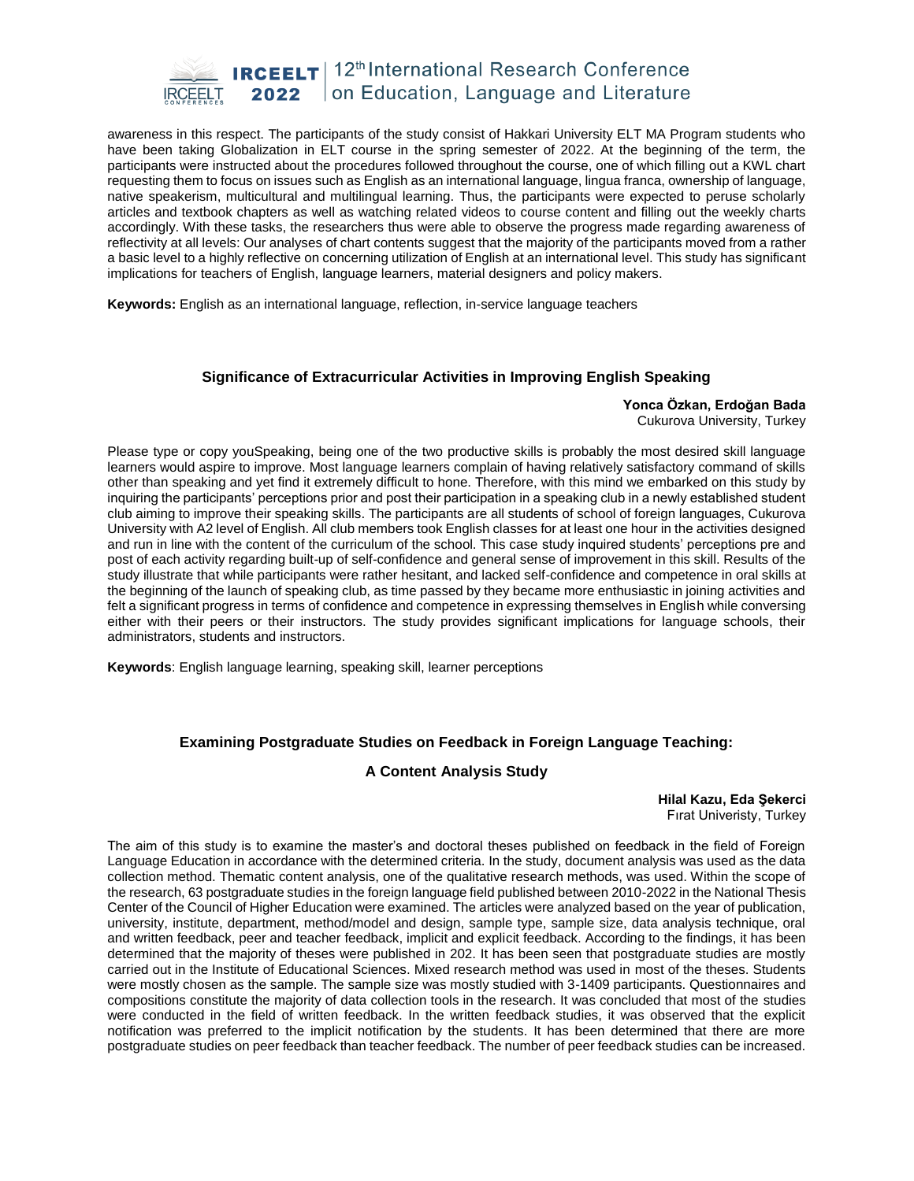awareness in this respect. The participants of the study consist of Hakkari University ELT MA Program students who have been taking Globalization in ELT course in the spring semester of 2022. At the beginning of the term, the participants were instructed about the procedures followed throughout the course, one of which filling out a KWL chart requesting them to focus on issues such as English as an international language, lingua franca, ownership of language, native speakerism, multicultural and multilingual learning. Thus, the participants were expected to peruse scholarly articles and textbook chapters as well as watching related videos to course content and filling out the weekly charts accordingly. With these tasks, the researchers thus were able to observe the progress made regarding awareness of reflectivity at all levels: Our analyses of chart contents suggest that the majority of the participants moved from a rather a basic level to a highly reflective on concerning utilization of English at an international level. This study has significant implications for teachers of English, language learners, material designers and policy makers.

**Keywords:** English as an international language, reflection, in-service language teachers

### Significance of Extracurricular Activities in Improving English Speaking

**Yonca Özkan, Erdoğan Bada**
Cukurova University, Turkey

Please type or copy youSpeaking, being one of the two productive skills is probably the most desired skill language learners would aspire to improve. Most language learners complain of having relatively satisfactory command of skills other than speaking and yet find it extremely difficult to hone. Therefore, with this mind we embarked on this study by inquiring the participants' perceptions prior and post their participation in a speaking club in a newly established student club aiming to improve their speaking skills. The participants are all students of school of foreign languages, Cukurova University with A2 level of English. All club members took English classes for at least one hour in the activities designed and run in line with the content of the curriculum of the school. This case study inquired students' perceptions pre and post of each activity regarding built-up of self-confidence and general sense of improvement in this skill. Results of the study illustrate that while participants were rather hesitant, and lacked self-confidence and competence in oral skills at the beginning of the launch of speaking club, as time passed by they became more enthusiastic in joining activities and felt a significant progress in terms of confidence and competence in expressing themselves in English while conversing either with their peers or their instructors. The study provides significant implications for language schools, their administrators, students and instructors.

**Keywords**: English language learning, speaking skill, learner perceptions

### Examining Postgraduate Studies on Feedback in Foreign Language Teaching: A Content Analysis Study

**Hilal Kazu, Eda Şekerci**
Fırat Univeristy, Turkey

The aim of this study is to examine the master's and doctoral theses published on feedback in the field of Foreign Language Education in accordance with the determined criteria. In the study, document analysis was used as the data collection method. Thematic content analysis, one of the qualitative research methods, was used. Within the scope of the research, 63 postgraduate studies in the foreign language field published between 2010-2022 in the National Thesis Center of the Council of Higher Education were examined. The articles were analyzed based on the year of publication, university, institute, department, method/model and design, sample type, sample size, data analysis technique, oral and written feedback, peer and teacher feedback, implicit and explicit feedback. According to the findings, it has been determined that the majority of theses were published in 202. It has been seen that postgraduate studies are mostly carried out in the Institute of Educational Sciences. Mixed research method was used in most of the theses. Students were mostly chosen as the sample. The sample size was mostly studied with 3-1409 participants. Questionnaires and compositions constitute the majority of data collection tools in the research. It was concluded that most of the studies were conducted in the field of written feedback. In the written feedback studies, it was observed that the explicit notification was preferred to the implicit notification by the students. It has been determined that there are more postgraduate studies on peer feedback than teacher feedback. The number of peer feedback studies can be increased.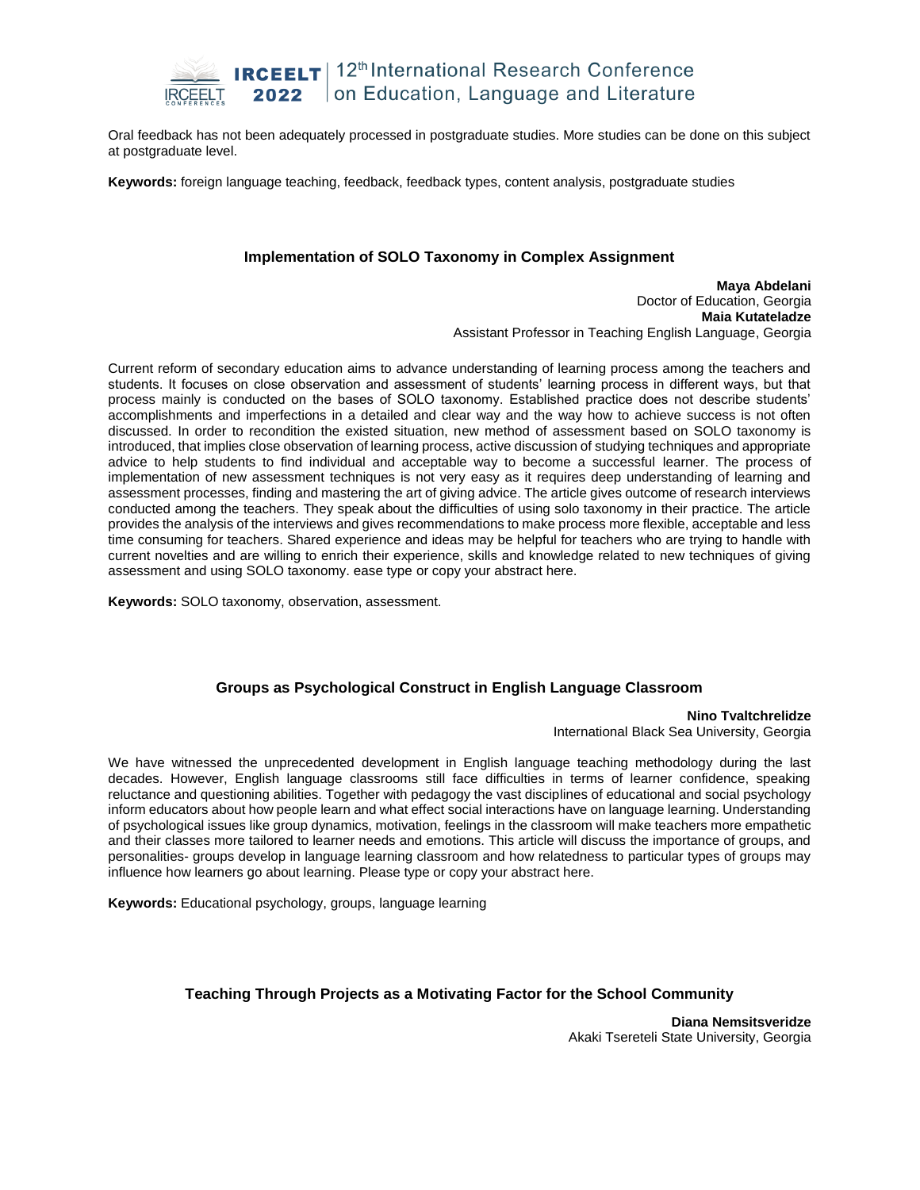Oral feedback has not been adequately processed in postgraduate studies. More studies can be done on this subject at postgraduate level.

**Keywords:** foreign language teaching, feedback, feedback types, content analysis, postgraduate studies

### Implementation of SOLO Taxonomy in Complex Assignment

**Maya Abdelani**
Doctor of Education, Georgia
**Maia Kutateladze**
Assistant Professor in Teaching English Language, Georgia

Current reform of secondary education aims to advance understanding of learning process among the teachers and students. It focuses on close observation and assessment of students' learning process in different ways, but that process mainly is conducted on the bases of SOLO taxonomy. Established practice does not describe students' accomplishments and imperfections in a detailed and clear way and the way how to achieve success is not often discussed. In order to recondition the existed situation, new method of assessment based on SOLO taxonomy is introduced, that implies close observation of learning process, active discussion of studying techniques and appropriate advice to help students to find individual and acceptable way to become a successful learner. The process of implementation of new assessment techniques is not very easy as it requires deep understanding of learning and assessment processes, finding and mastering the art of giving advice. The article gives outcome of research interviews conducted among the teachers. They speak about the difficulties of using solo taxonomy in their practice. The article provides the analysis of the interviews and gives recommendations to make process more flexible, acceptable and less time consuming for teachers. Shared experience and ideas may be helpful for teachers who are trying to handle with current novelties and are willing to enrich their experience, skills and knowledge related to new techniques of giving assessment and using SOLO taxonomy. ease type or copy your abstract here.

**Keywords:** SOLO taxonomy, observation, assessment.

### Groups as Psychological Construct in English Language Classroom

**Nino Tvaltchrelidze**
International Black Sea University, Georgia

We have witnessed the unprecedented development in English language teaching methodology during the last decades. However, English language classrooms still face difficulties in terms of learner confidence, speaking reluctance and questioning abilities. Together with pedagogy the vast disciplines of educational and social psychology inform educators about how people learn and what effect social interactions have on language learning. Understanding of psychological issues like group dynamics, motivation, feelings in the classroom will make teachers more empathetic and their classes more tailored to learner needs and emotions. This article will discuss the importance of groups, and personalities- groups develop in language learning classroom and how relatedness to particular types of groups may influence how learners go about learning. Please type or copy your abstract here.

**Keywords:** Educational psychology, groups, language learning

### Teaching Through Projects as a Motivating Factor for the School Community

**Diana Nemsitsveridze**
Akaki Tsereteli State University, Georgia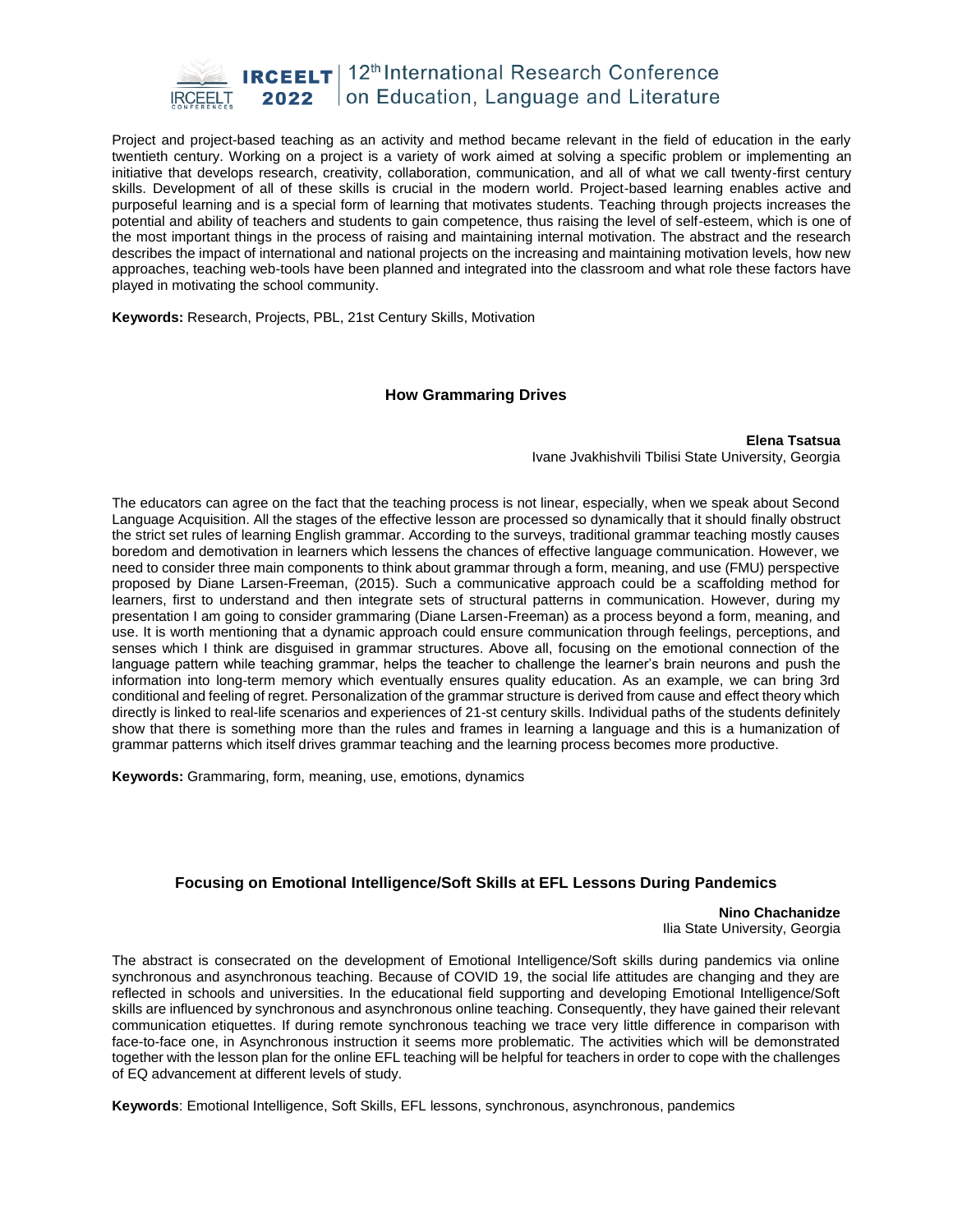Project and project-based teaching as an activity and method became relevant in the field of education in the early twentieth century. Working on a project is a variety of work aimed at solving a specific problem or implementing an initiative that develops research, creativity, collaboration, communication, and all of what we call twenty-first century skills. Development of all of these skills is crucial in the modern world. Project-based learning enables active and purposeful learning and is a special form of learning that motivates students. Teaching through projects increases the potential and ability of teachers and students to gain competence, thus raising the level of self-esteem, which is one of the most important things in the process of raising and maintaining internal motivation. The abstract and the research describes the impact of international and national projects on the increasing and maintaining motivation levels, how new approaches, teaching web-tools have been planned and integrated into the classroom and what role these factors have played in motivating the school community.

**Keywords:** Research, Projects, PBL, 21st Century Skills, Motivation

### How Grammaring Drives

**Elena Tsatsua**
Ivane Jvakhishvili Tbilisi State University, Georgia

The educators can agree on the fact that the teaching process is not linear, especially, when we speak about Second Language Acquisition. All the stages of the effective lesson are processed so dynamically that it should finally obstruct the strict set rules of learning English grammar. According to the surveys, traditional grammar teaching mostly causes boredom and demotivation in learners which lessens the chances of effective language communication. However, we need to consider three main components to think about grammar through a form, meaning, and use (FMU) perspective proposed by Diane Larsen-Freeman, (2015). Such a communicative approach could be a scaffolding method for learners, first to understand and then integrate sets of structural patterns in communication. However, during my presentation I am going to consider grammaring (Diane Larsen-Freeman) as a process beyond a form, meaning, and use. It is worth mentioning that a dynamic approach could ensure communication through feelings, perceptions, and senses which I think are disguised in grammar structures. Above all, focusing on the emotional connection of the language pattern while teaching grammar, helps the teacher to challenge the learner's brain neurons and push the information into long-term memory which eventually ensures quality education. As an example, we can bring 3rd conditional and feeling of regret. Personalization of the grammar structure is derived from cause and effect theory which directly is linked to real-life scenarios and experiences of 21-st century skills. Individual paths of the students definitely show that there is something more than the rules and frames in learning a language and this is a humanization of grammar patterns which itself drives grammar teaching and the learning process becomes more productive.

**Keywords:** Grammaring, form, meaning, use, emotions, dynamics

### Focusing on Emotional Intelligence/Soft Skills at EFL Lessons During Pandemics

**Nino Chachanidze**
Ilia State University, Georgia

The abstract is consecrated on the development of Emotional Intelligence/Soft skills during pandemics via online synchronous and asynchronous teaching. Because of COVID 19, the social life attitudes are changing and they are reflected in schools and universities. In the educational field supporting and developing Emotional Intelligence/Soft skills are influenced by synchronous and asynchronous online teaching. Consequently, they have gained their relevant communication etiquettes. If during remote synchronous teaching we trace very little difference in comparison with face-to-face one, in Asynchronous instruction it seems more problematic. The activities which will be demonstrated together with the lesson plan for the online EFL teaching will be helpful for teachers in order to cope with the challenges of EQ advancement at different levels of study.

**Keywords**: Emotional Intelligence, Soft Skills, EFL lessons, synchronous, asynchronous, pandemics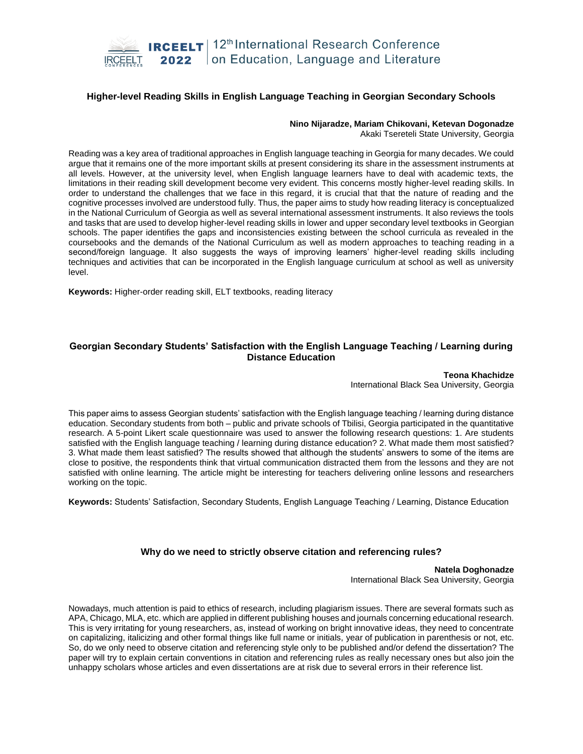### Higher-level Reading Skills in English Language Teaching in Georgian Secondary Schools

**Nino Nijaradze, Mariam Chikovani, Ketevan Dogonadze**
Akaki Tsereteli State University, Georgia

Reading was a key area of traditional approaches in English language teaching in Georgia for many decades. We could argue that it remains one of the more important skills at present considering its share in the assessment instruments at all levels. However, at the university level, when English language learners have to deal with academic texts, the limitations in their reading skill development become very evident. This concerns mostly higher-level reading skills. In order to understand the challenges that we face in this regard, it is crucial that that the nature of reading and the cognitive processes involved are understood fully. Thus, the paper aims to study how reading literacy is conceptualized in the National Curriculum of Georgia as well as several international assessment instruments. It also reviews the tools and tasks that are used to develop higher-level reading skills in lower and upper secondary level textbooks in Georgian schools. The paper identifies the gaps and inconsistencies existing between the school curricula as revealed in the coursebooks and the demands of the National Curriculum as well as modern approaches to teaching reading in a second/foreign language. It also suggests the ways of improving learners' higher-level reading skills including techniques and activities that can be incorporated in the English language curriculum at school as well as university level.

**Keywords:** Higher-order reading skill, ELT textbooks, reading literacy

### Georgian Secondary Students' Satisfaction with the English Language Teaching / Learning during Distance Education

**Teona Khachidze**
International Black Sea University, Georgia

This paper aims to assess Georgian students' satisfaction with the English language teaching / learning during distance education. Secondary students from both – public and private schools of Tbilisi, Georgia participated in the quantitative research. A 5-point Likert scale questionnaire was used to answer the following research questions: 1. Are students satisfied with the English language teaching / learning during distance education? 2. What made them most satisfied? 3. What made them least satisfied? The results showed that although the students' answers to some of the items are close to positive, the respondents think that virtual communication distracted them from the lessons and they are not satisfied with online learning. The article might be interesting for teachers delivering online lessons and researchers working on the topic.

**Keywords:** Students' Satisfaction, Secondary Students, English Language Teaching / Learning, Distance Education

### Why do we need to strictly observe citation and referencing rules?

**Natela Doghonadze**
International Black Sea University, Georgia

Nowadays, much attention is paid to ethics of research, including plagiarism issues. There are several formats such as APA, Chicago, MLA, etc. which are applied in different publishing houses and journals concerning educational research. This is very irritating for young researchers, as, instead of working on bright innovative ideas, they need to concentrate on capitalizing, italicizing and other formal things like full name or initials, year of publication in parenthesis or not, etc. So, do we only need to observe citation and referencing style only to be published and/or defend the dissertation? The paper will try to explain certain conventions in citation and referencing rules as really necessary ones but also join the unhappy scholars whose articles and even dissertations are at risk due to several errors in their reference list.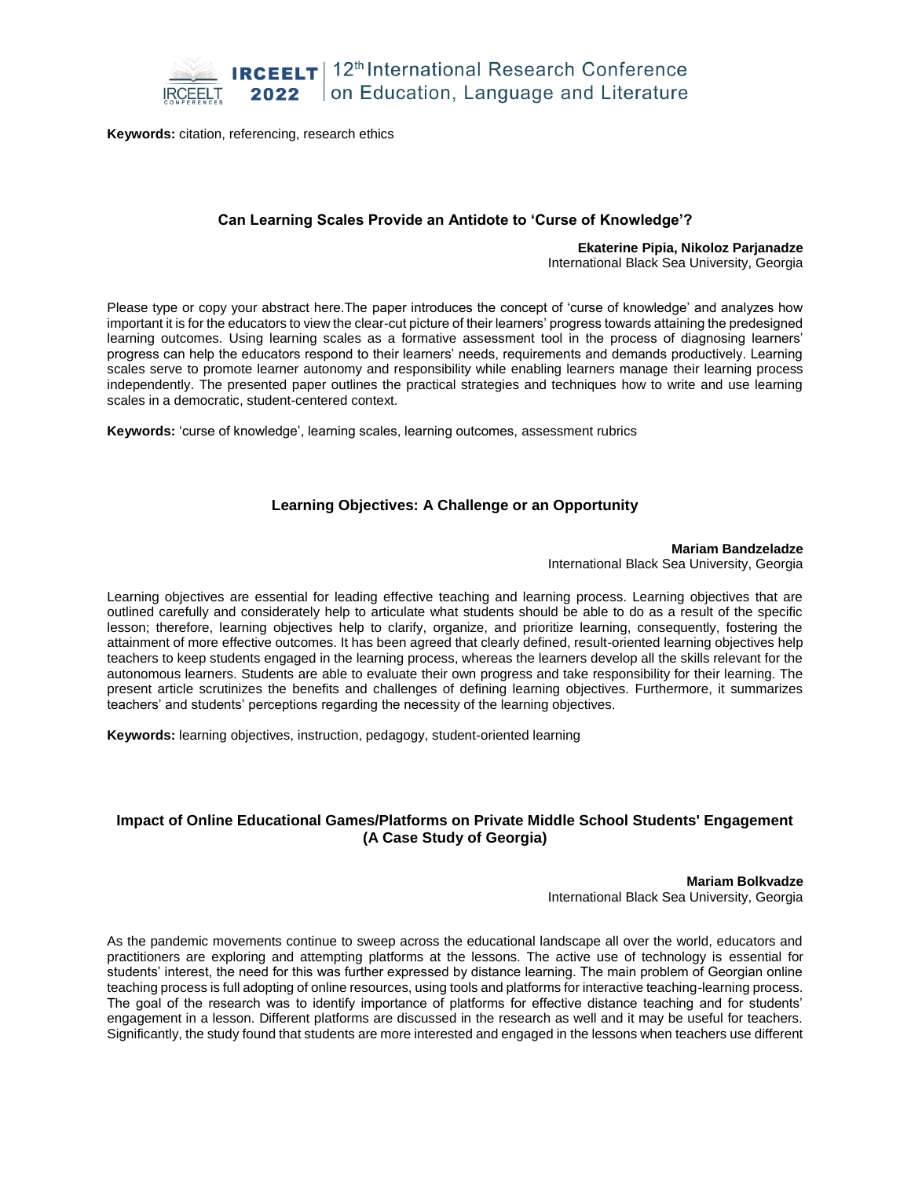**Keywords:** citation, referencing, research ethics

### Can Learning Scales Provide an Antidote to 'Curse of Knowledge'?

**Ekaterine Pipia, Nikoloz Parjanadze**
International Black Sea University, Georgia

Please type or copy your abstract here.The paper introduces the concept of 'curse of knowledge' and analyzes how important it is for the educators to view the clear-cut picture of their learners' progress towards attaining the predesigned learning outcomes. Using learning scales as a formative assessment tool in the process of diagnosing learners' progress can help the educators respond to their learners' needs, requirements and demands productively. Learning scales serve to promote learner autonomy and responsibility while enabling learners manage their learning process independently. The presented paper outlines the practical strategies and techniques how to write and use learning scales in a democratic, student-centered context.

**Keywords:** 'curse of knowledge', learning scales, learning outcomes, assessment rubrics

### Learning Objectives: A Challenge or an Opportunity

**Mariam Bandzeladze**
International Black Sea University, Georgia

Learning objectives are essential for leading effective teaching and learning process. Learning objectives that are outlined carefully and considerately help to articulate what students should be able to do as a result of the specific lesson; therefore, learning objectives help to clarify, organize, and prioritize learning, consequently, fostering the attainment of more effective outcomes. It has been agreed that clearly defined, result-oriented learning objectives help teachers to keep students engaged in the learning process, whereas the learners develop all the skills relevant for the autonomous learners. Students are able to evaluate their own progress and take responsibility for their learning. The present article scrutinizes the benefits and challenges of defining learning objectives. Furthermore, it summarizes teachers' and students' perceptions regarding the necessity of the learning objectives.

**Keywords:** learning objectives, instruction, pedagogy, student-oriented learning

### Impact of Online Educational Games/Platforms on Private Middle School Students' Engagement (A Case Study of Georgia)

**Mariam Bolkvadze**
International Black Sea University, Georgia

As the pandemic movements continue to sweep across the educational landscape all over the world, educators and practitioners are exploring and attempting platforms at the lessons. The active use of technology is essential for students' interest, the need for this was further expressed by distance learning. The main problem of Georgian online teaching process is full adopting of online resources, using tools and platforms for interactive teaching-learning process. The goal of the research was to identify importance of platforms for effective distance teaching and for students' engagement in a lesson. Different platforms are discussed in the research as well and it may be useful for teachers. Significantly, the study found that students are more interested and engaged in the lessons when teachers use different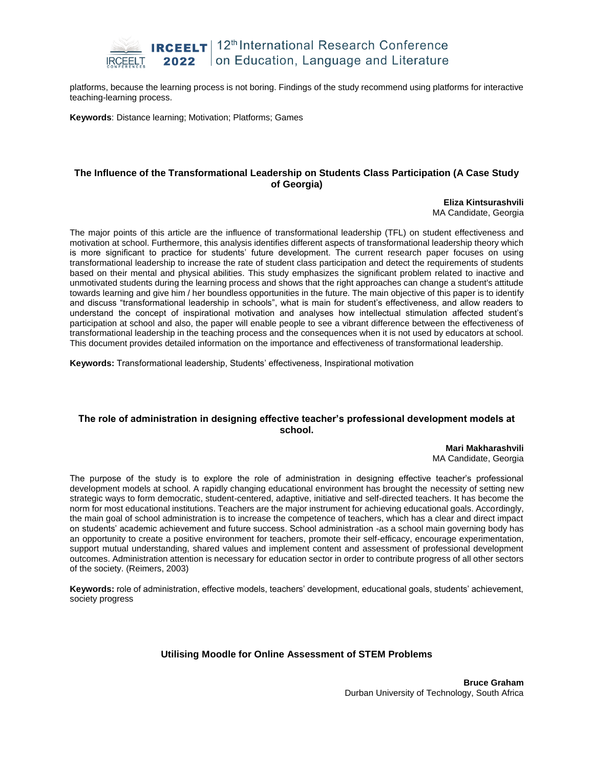platforms, because the learning process is not boring. Findings of the study recommend using platforms for interactive teaching-learning process.

**Keywords**: Distance learning; Motivation; Platforms; Games

## The Influence of the Transformational Leadership on Students Class Participation (A Case Study of Georgia)

**Eliza Kintsurashvili**
MA Candidate, Georgia

The major points of this article are the influence of transformational leadership (TFL) on student effectiveness and motivation at school. Furthermore, this analysis identifies different aspects of transformational leadership theory which is more significant to practice for students' future development. The current research paper focuses on using transformational leadership to increase the rate of student class participation and detect the requirements of students based on their mental and physical abilities. This study emphasizes the significant problem related to inactive and unmotivated students during the learning process and shows that the right approaches can change a student's attitude towards learning and give him / her boundless opportunities in the future. The main objective of this paper is to identify and discuss "transformational leadership in schools", what is main for student's effectiveness, and allow readers to understand the concept of inspirational motivation and analyses how intellectual stimulation affected student's participation at school and also, the paper will enable people to see a vibrant difference between the effectiveness of transformational leadership in the teaching process and the consequences when it is not used by educators at school. This document provides detailed information on the importance and effectiveness of transformational leadership.

**Keywords:** Transformational leadership, Students' effectiveness, Inspirational motivation

## The role of administration in designing effective teacher's professional development models at school.

**Mari Makharashvili**
MA Candidate, Georgia

The purpose of the study is to explore the role of administration in designing effective teacher's professional development models at school. A rapidly changing educational environment has brought the necessity of setting new strategic ways to form democratic, student-centered, adaptive, initiative and self-directed teachers. It has become the norm for most educational institutions. Teachers are the major instrument for achieving educational goals. Accordingly, the main goal of school administration is to increase the competence of teachers, which has a clear and direct impact on students' academic achievement and future success. School administration -as a school main governing body has an opportunity to create a positive environment for teachers, promote their self-efficacy, encourage experimentation, support mutual understanding, shared values and implement content and assessment of professional development outcomes. Administration attention is necessary for education sector in order to contribute progress of all other sectors of the society. (Reimers, 2003)

**Keywords:** role of administration, effective models, teachers' development, educational goals, students' achievement, society progress

## Utilising Moodle for Online Assessment of STEM Problems

**Bruce Graham**
Durban University of Technology, South Africa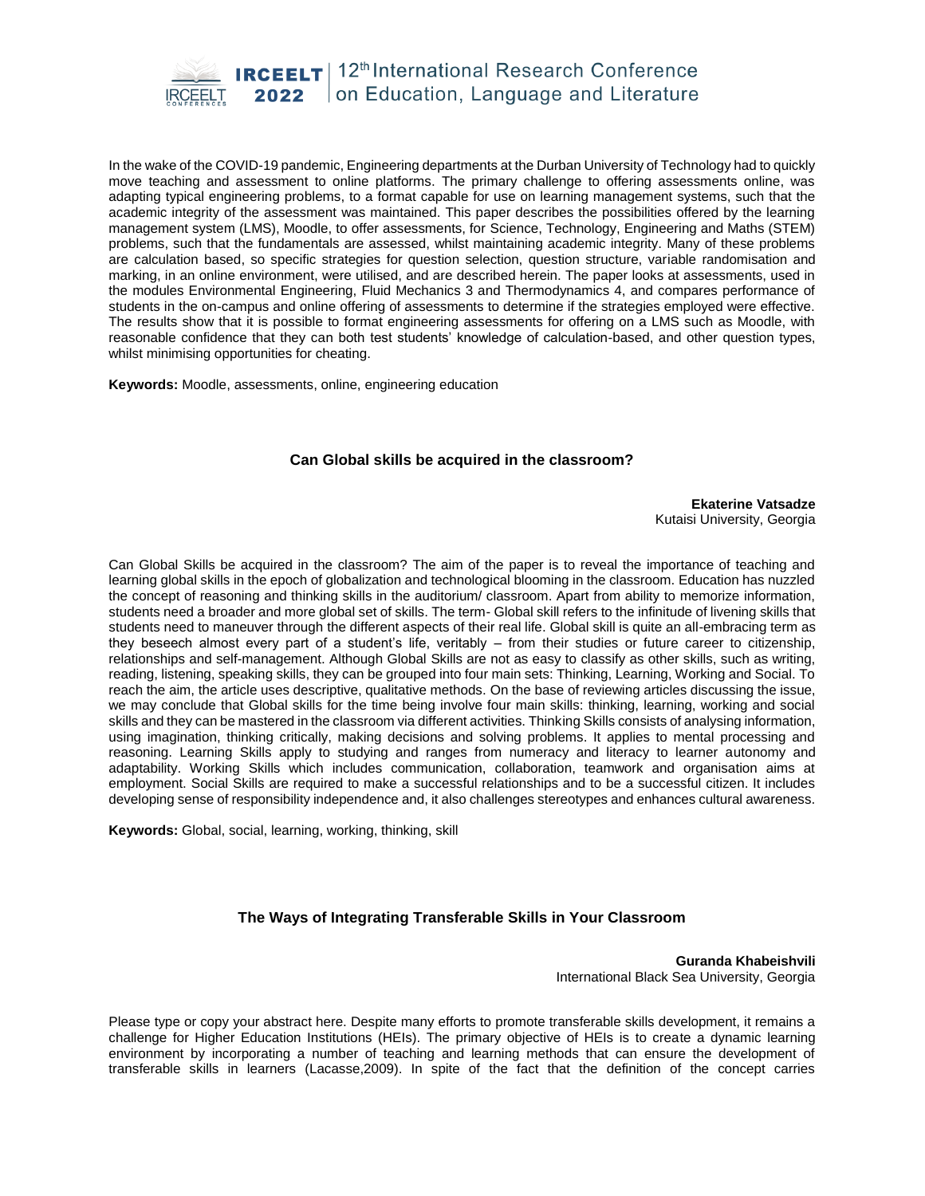In the wake of the COVID-19 pandemic, Engineering departments at the Durban University of Technology had to quickly move teaching and assessment to online platforms. The primary challenge to offering assessments online, was adapting typical engineering problems, to a format capable for use on learning management systems, such that the academic integrity of the assessment was maintained. This paper describes the possibilities offered by the learning management system (LMS), Moodle, to offer assessments, for Science, Technology, Engineering and Maths (STEM) problems, such that the fundamentals are assessed, whilst maintaining academic integrity. Many of these problems are calculation based, so specific strategies for question selection, question structure, variable randomisation and marking, in an online environment, were utilised, and are described herein. The paper looks at assessments, used in the modules Environmental Engineering, Fluid Mechanics 3 and Thermodynamics 4, and compares performance of students in the on-campus and online offering of assessments to determine if the strategies employed were effective. The results show that it is possible to format engineering assessments for offering on a LMS such as Moodle, with reasonable confidence that they can both test students' knowledge of calculation-based, and other question types, whilst minimising opportunities for cheating.

**Keywords:** Moodle, assessments, online, engineering education

### Can Global skills be acquired in the classroom?

**Ekaterine Vatsadze**
Kutaisi University, Georgia

Can Global Skills be acquired in the classroom? The aim of the paper is to reveal the importance of teaching and learning global skills in the epoch of globalization and technological blooming in the classroom. Education has nuzzled the concept of reasoning and thinking skills in the auditorium/ classroom. Apart from ability to memorize information, students need a broader and more global set of skills. The term- Global skill refers to the infinitude of livening skills that students need to maneuver through the different aspects of their real life. Global skill is quite an all-embracing term as they beseech almost every part of a student's life, veritably – from their studies or future career to citizenship, relationships and self-management. Although Global Skills are not as easy to classify as other skills, such as writing, reading, listening, speaking skills, they can be grouped into four main sets: Thinking, Learning, Working and Social. To reach the aim, the article uses descriptive, qualitative methods. On the base of reviewing articles discussing the issue, we may conclude that Global skills for the time being involve four main skills: thinking, learning, working and social skills and they can be mastered in the classroom via different activities. Thinking Skills consists of analysing information, using imagination, thinking critically, making decisions and solving problems. It applies to mental processing and reasoning. Learning Skills apply to studying and ranges from numeracy and literacy to learner autonomy and adaptability. Working Skills which includes communication, collaboration, teamwork and organisation aims at employment. Social Skills are required to make a successful relationships and to be a successful citizen. It includes developing sense of responsibility independence and, it also challenges stereotypes and enhances cultural awareness.

**Keywords:** Global, social, learning, working, thinking, skill

### The Ways of Integrating Transferable Skills in Your Classroom

**Guranda Khabeishvili**
International Black Sea University, Georgia

Please type or copy your abstract here. Despite many efforts to promote transferable skills development, it remains a challenge for Higher Education Institutions (HEIs). The primary objective of HEIs is to create a dynamic learning environment by incorporating a number of teaching and learning methods that can ensure the development of transferable skills in learners (Lacasse,2009). In spite of the fact that the definition of the concept carries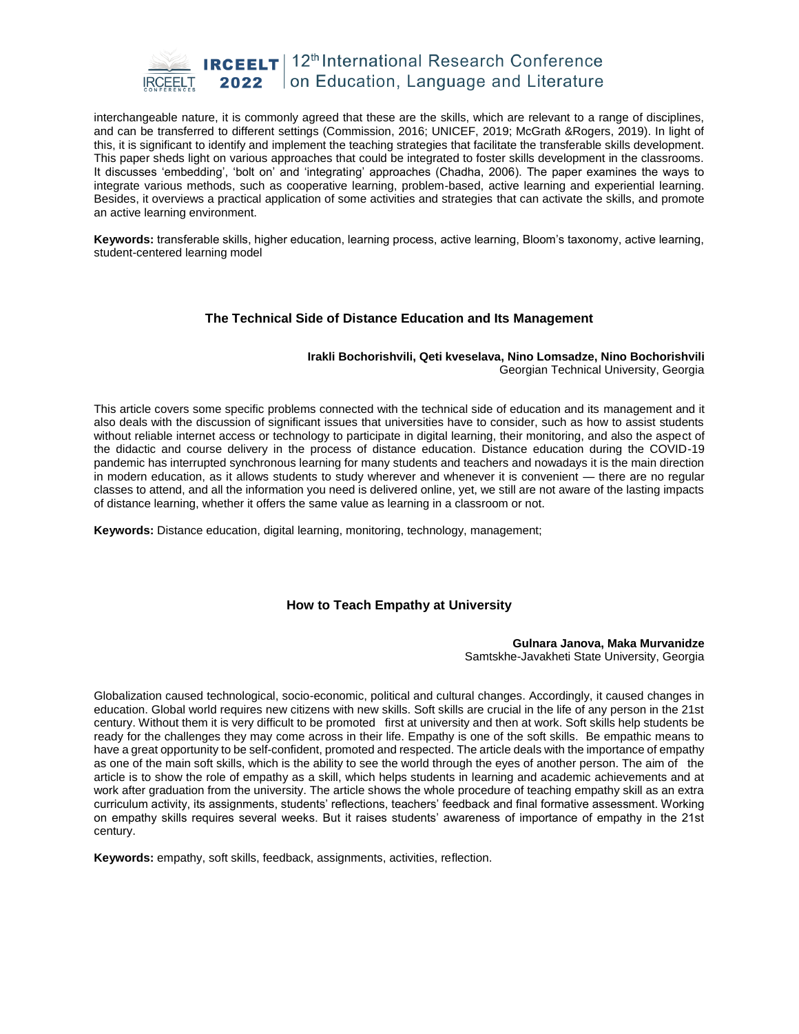interchangeable nature, it is commonly agreed that these are the skills, which are relevant to a range of disciplines, and can be transferred to different settings (Commission, 2016; UNICEF, 2019; McGrath &Rogers, 2019). In light of this, it is significant to identify and implement the teaching strategies that facilitate the transferable skills development. This paper sheds light on various approaches that could be integrated to foster skills development in the classrooms. It discusses 'embedding', 'bolt on' and 'integrating' approaches (Chadha, 2006). The paper examines the ways to integrate various methods, such as cooperative learning, problem-based, active learning and experiential learning. Besides, it overviews a practical application of some activities and strategies that can activate the skills, and promote an active learning environment.

**Keywords:** transferable skills, higher education, learning process, active learning, Bloom's taxonomy, active learning, student-centered learning model

## The Technical Side of Distance Education and Its Management

**Irakli Bochorishvili, Qeti kveselava, Nino Lomsadze, Nino Bochorishvili**
Georgian Technical University, Georgia

This article covers some specific problems connected with the technical side of education and its management and it also deals with the discussion of significant issues that universities have to consider, such as how to assist students without reliable internet access or technology to participate in digital learning, their monitoring, and also the aspect of the didactic and course delivery in the process of distance education. Distance education during the COVID-19 pandemic has interrupted synchronous learning for many students and teachers and nowadays it is the main direction in modern education, as it allows students to study wherever and whenever it is convenient — there are no regular classes to attend, and all the information you need is delivered online, yet, we still are not aware of the lasting impacts of distance learning, whether it offers the same value as learning in a classroom or not.

**Keywords:** Distance education, digital learning, monitoring, technology, management;

## How to Teach Empathy at University

**Gulnara Janova, Maka Murvanidze**
Samtskhe-Javakheti State University, Georgia

Globalization caused technological, socio-economic, political and cultural changes. Accordingly, it caused changes in education. Global world requires new citizens with new skills. Soft skills are crucial in the life of any person in the 21st century. Without them it is very difficult to be promoted first at university and then at work. Soft skills help students be ready for the challenges they may come across in their life. Empathy is one of the soft skills. Be empathic means to have a great opportunity to be self-confident, promoted and respected. The article deals with the importance of empathy as one of the main soft skills, which is the ability to see the world through the eyes of another person. The aim of the article is to show the role of empathy as a skill, which helps students in learning and academic achievements and at work after graduation from the university. The article shows the whole procedure of teaching empathy skill as an extra curriculum activity, its assignments, students' reflections, teachers' feedback and final formative assessment. Working on empathy skills requires several weeks. But it raises students' awareness of importance of empathy in the 21st century.

**Keywords:** empathy, soft skills, feedback, assignments, activities, reflection.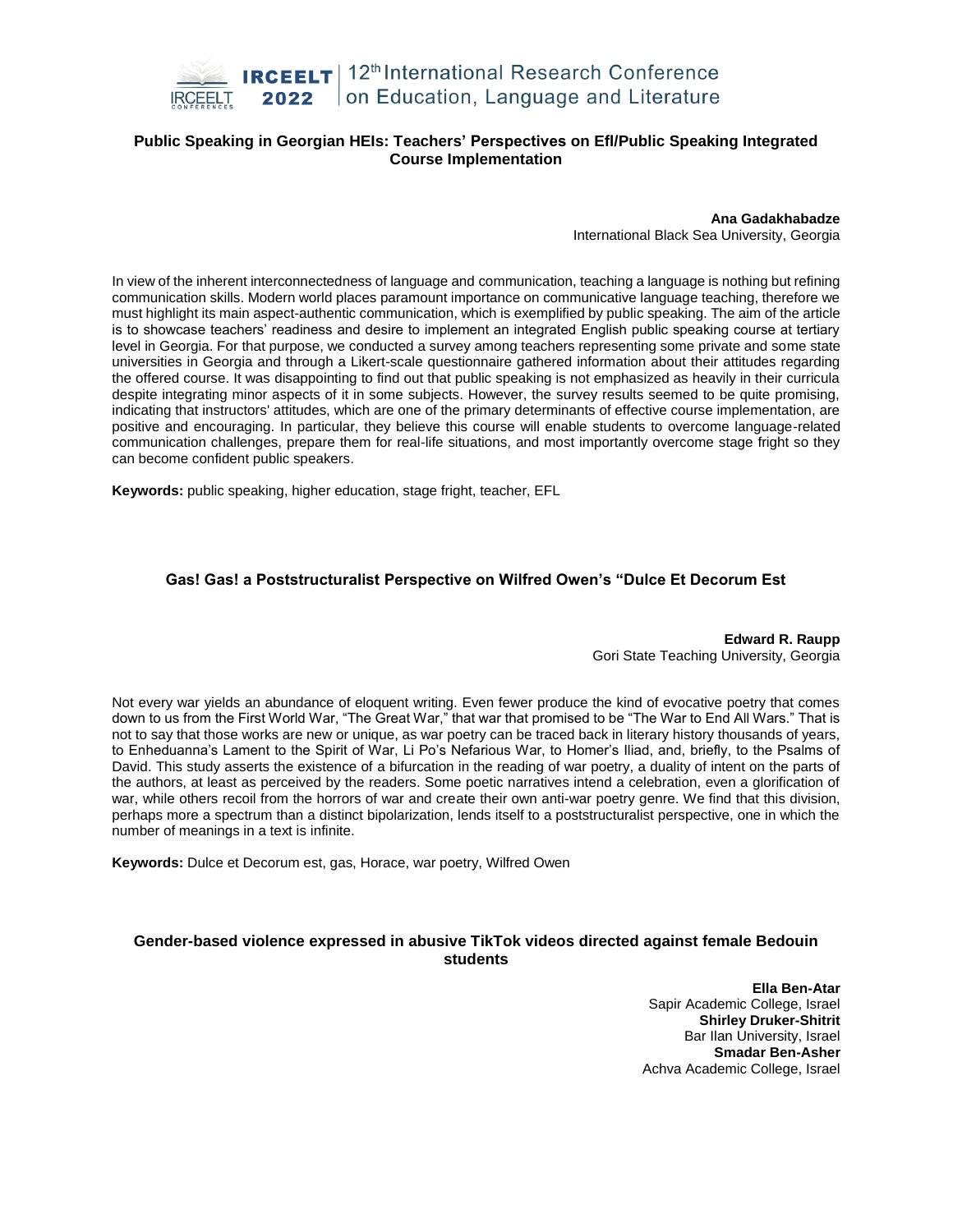### Public Speaking in Georgian HEIs: Teachers' Perspectives on Efl/Public Speaking Integrated Course Implementation

**Ana Gadakhabadze**
International Black Sea University, Georgia

In view of the inherent interconnectedness of language and communication, teaching a language is nothing but refining communication skills. Modern world places paramount importance on communicative language teaching, therefore we must highlight its main aspect-authentic communication, which is exemplified by public speaking. The aim of the article is to showcase teachers' readiness and desire to implement an integrated English public speaking course at tertiary level in Georgia. For that purpose, we conducted a survey among teachers representing some private and some state universities in Georgia and through a Likert-scale questionnaire gathered information about their attitudes regarding the offered course. It was disappointing to find out that public speaking is not emphasized as heavily in their curricula despite integrating minor aspects of it in some subjects. However, the survey results seemed to be quite promising, indicating that instructors' attitudes, which are one of the primary determinants of effective course implementation, are positive and encouraging. In particular, they believe this course will enable students to overcome language-related communication challenges, prepare them for real-life situations, and most importantly overcome stage fright so they can become confident public speakers.

**Keywords:** public speaking, higher education, stage fright, teacher, EFL

### Gas! Gas! a Poststructuralist Perspective on Wilfred Owen's "Dulce Et Decorum Est

**Edward R. Raupp**
Gori State Teaching University, Georgia

Not every war yields an abundance of eloquent writing. Even fewer produce the kind of evocative poetry that comes down to us from the First World War, "The Great War," that war that promised to be "The War to End All Wars." That is not to say that those works are new or unique, as war poetry can be traced back in literary history thousands of years, to Enheduanna's Lament to the Spirit of War, Li Po's Nefarious War, to Homer's Iliad, and, briefly, to the Psalms of David. This study asserts the existence of a bifurcation in the reading of war poetry, a duality of intent on the parts of the authors, at least as perceived by the readers. Some poetic narratives intend a celebration, even a glorification of war, while others recoil from the horrors of war and create their own anti-war poetry genre. We find that this division, perhaps more a spectrum than a distinct bipolarization, lends itself to a poststructuralist perspective, one in which the number of meanings in a text is infinite.

**Keywords:** Dulce et Decorum est, gas, Horace, war poetry, Wilfred Owen

### Gender-based violence expressed in abusive TikTok videos directed against female Bedouin students

**Ella Ben-Atar**
Sapir Academic College, Israel
**Shirley Druker-Shitrit**
Bar Ilan University, Israel
**Smadar Ben-Asher**
Achva Academic College, Israel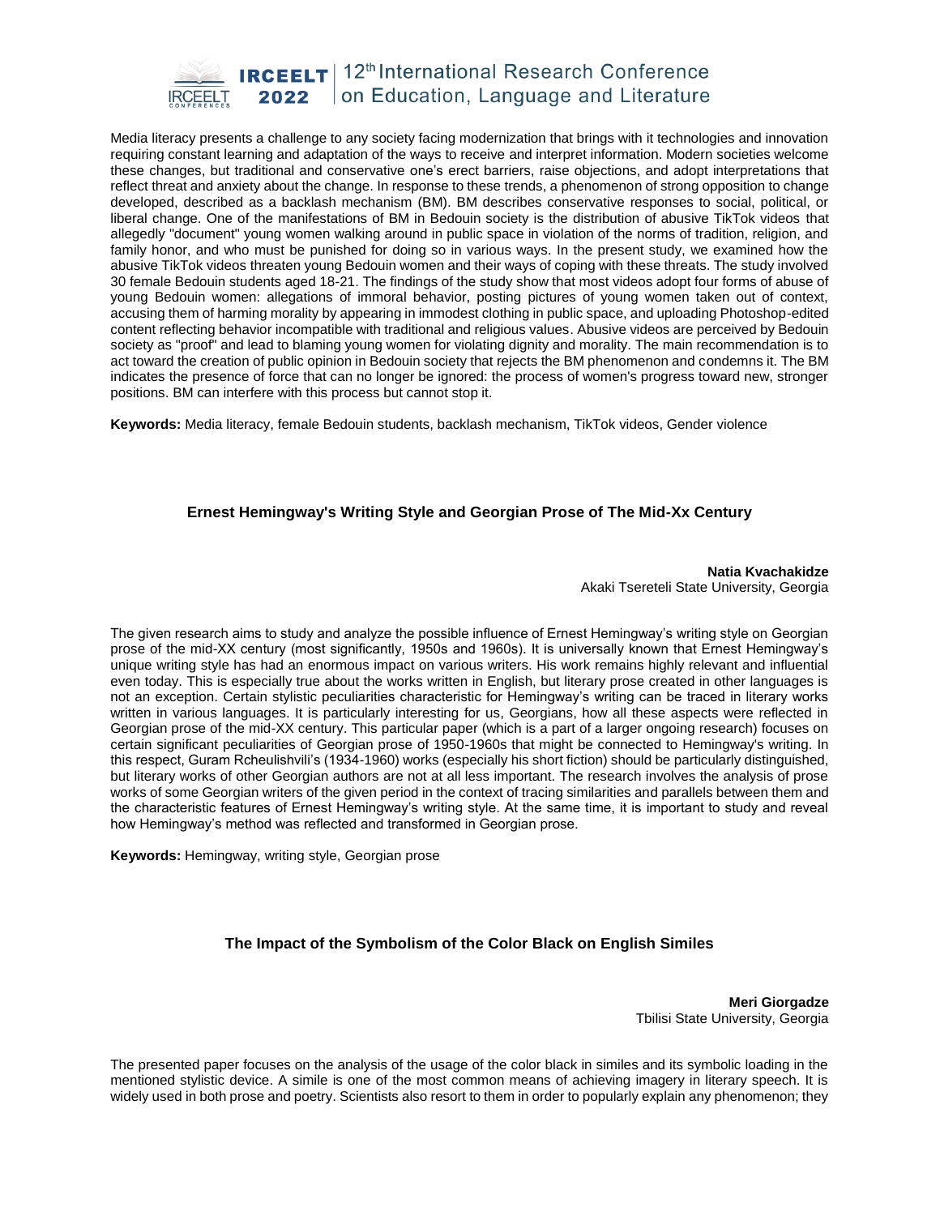Media literacy presents a challenge to any society facing modernization that brings with it technologies and innovation requiring constant learning and adaptation of the ways to receive and interpret information. Modern societies welcome these changes, but traditional and conservative one's erect barriers, raise objections, and adopt interpretations that reflect threat and anxiety about the change. In response to these trends, a phenomenon of strong opposition to change developed, described as a backlash mechanism (BM). BM describes conservative responses to social, political, or liberal change. One of the manifestations of BM in Bedouin society is the distribution of abusive TikTok videos that allegedly "document" young women walking around in public space in violation of the norms of tradition, religion, and family honor, and who must be punished for doing so in various ways. In the present study, we examined how the abusive TikTok videos threaten young Bedouin women and their ways of coping with these threats. The study involved 30 female Bedouin students aged 18-21. The findings of the study show that most videos adopt four forms of abuse of young Bedouin women: allegations of immoral behavior, posting pictures of young women taken out of context, accusing them of harming morality by appearing in immodest clothing in public space, and uploading Photoshop-edited content reflecting behavior incompatible with traditional and religious values. Abusive videos are perceived by Bedouin society as "proof" and lead to blaming young women for violating dignity and morality. The main recommendation is to act toward the creation of public opinion in Bedouin society that rejects the BM phenomenon and condemns it. The BM indicates the presence of force that can no longer be ignored: the process of women's progress toward new, stronger positions. BM can interfere with this process but cannot stop it.

**Keywords:** Media literacy, female Bedouin students, backlash mechanism, TikTok videos, Gender violence

## Ernest Hemingway's Writing Style and Georgian Prose of The Mid-Xx Century

**Natia Kvachakidze**
Akaki Tsereteli State University, Georgia

The given research aims to study and analyze the possible influence of Ernest Hemingway's writing style on Georgian prose of the mid-XX century (most significantly, 1950s and 1960s). It is universally known that Ernest Hemingway's unique writing style has had an enormous impact on various writers. His work remains highly relevant and influential even today. This is especially true about the works written in English, but literary prose created in other languages is not an exception. Certain stylistic peculiarities characteristic for Hemingway's writing can be traced in literary works written in various languages. It is particularly interesting for us, Georgians, how all these aspects were reflected in Georgian prose of the mid-XX century. This particular paper (which is a part of a larger ongoing research) focuses on certain significant peculiarities of Georgian prose of 1950-1960s that might be connected to Hemingway's writing. In this respect, Guram Rcheulishvili's (1934-1960) works (especially his short fiction) should be particularly distinguished, but literary works of other Georgian authors are not at all less important. The research involves the analysis of prose works of some Georgian writers of the given period in the context of tracing similarities and parallels between them and the characteristic features of Ernest Hemingway's writing style. At the same time, it is important to study and reveal how Hemingway's method was reflected and transformed in Georgian prose.

**Keywords:** Hemingway, writing style, Georgian prose

## The Impact of the Symbolism of the Color Black on English Similes

**Meri Giorgadze**
Tbilisi State University, Georgia

The presented paper focuses on the analysis of the usage of the color black in similes and its symbolic loading in the mentioned stylistic device. A simile is one of the most common means of achieving imagery in literary speech. It is widely used in both prose and poetry. Scientists also resort to them in order to popularly explain any phenomenon; they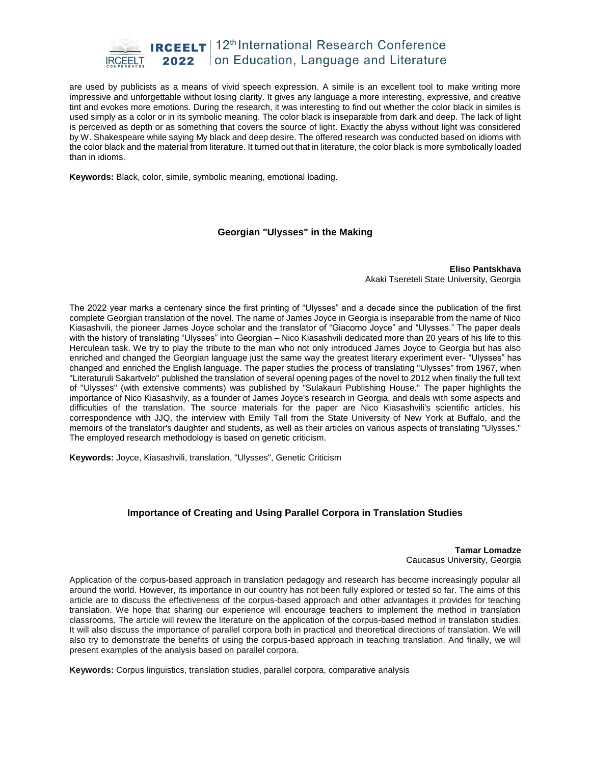are used by publicists as a means of vivid speech expression. A simile is an excellent tool to make writing more impressive and unforgettable without losing clarity. It gives any language a more interesting, expressive, and creative tint and evokes more emotions. During the research, it was interesting to find out whether the color black in similes is used simply as a color or in its symbolic meaning. The color black is inseparable from dark and deep. The lack of light is perceived as depth or as something that covers the source of light. Exactly the abyss without light was considered by W. Shakespeare while saying My black and deep desire. The offered research was conducted based on idioms with the color black and the material from literature. It turned out that in literature, the color black is more symbolically loaded than in idioms.

**Keywords:** Black, color, simile, symbolic meaning, emotional loading.

### Georgian "Ulysses" in the Making

**Eliso Pantskhava**
Akaki Tsereteli State University, Georgia

The 2022 year marks a centenary since the first printing of "Ulysses" and a decade since the publication of the first complete Georgian translation of the novel. The name of James Joyce in Georgia is inseparable from the name of Nico Kiasashvili, the pioneer James Joyce scholar and the translator of "Giacomo Joyce" and "Ulysses." The paper deals with the history of translating "Ulysses" into Georgian – Nico Kiasashvili dedicated more than 20 years of his life to this Herculean task. We try to play the tribute to the man who not only introduced James Joyce to Georgia but has also enriched and changed the Georgian language just the same way the greatest literary experiment ever- "Ulysses" has changed and enriched the English language. The paper studies the process of translating "Ulysses" from 1967, when "Literaturuli Sakartvelo" published the translation of several opening pages of the novel to 2012 when finally the full text of "Ulysses" (with extensive comments) was published by "Sulakauri Publishing House." The paper highlights the importance of Nico Kiasashvily, as a founder of James Joyce's research in Georgia, and deals with some aspects and difficulties of the translation. The source materials for the paper are Nico Kiasashvili's scientific articles, his correspondence with JJQ, the interview with Emily Tall from the State University of New York at Buffalo, and the memoirs of the translator's daughter and students, as well as their articles on various aspects of translating "Ulysses." The employed research methodology is based on genetic criticism.

**Keywords:** Joyce, Kiasashvili, translation, "Ulysses", Genetic Criticism

### Importance of Creating and Using Parallel Corpora in Translation Studies

**Tamar Lomadze**
Caucasus University, Georgia

Application of the corpus-based approach in translation pedagogy and research has become increasingly popular all around the world. However, its importance in our country has not been fully explored or tested so far. The aims of this article are to discuss the effectiveness of the corpus-based approach and other advantages it provides for teaching translation. We hope that sharing our experience will encourage teachers to implement the method in translation classrooms. The article will review the literature on the application of the corpus-based method in translation studies. It will also discuss the importance of parallel corpora both in practical and theoretical directions of translation. We will also try to demonstrate the benefits of using the corpus-based approach in teaching translation. And finally, we will present examples of the analysis based on parallel corpora.

**Keywords:** Corpus linguistics, translation studies, parallel corpora, comparative analysis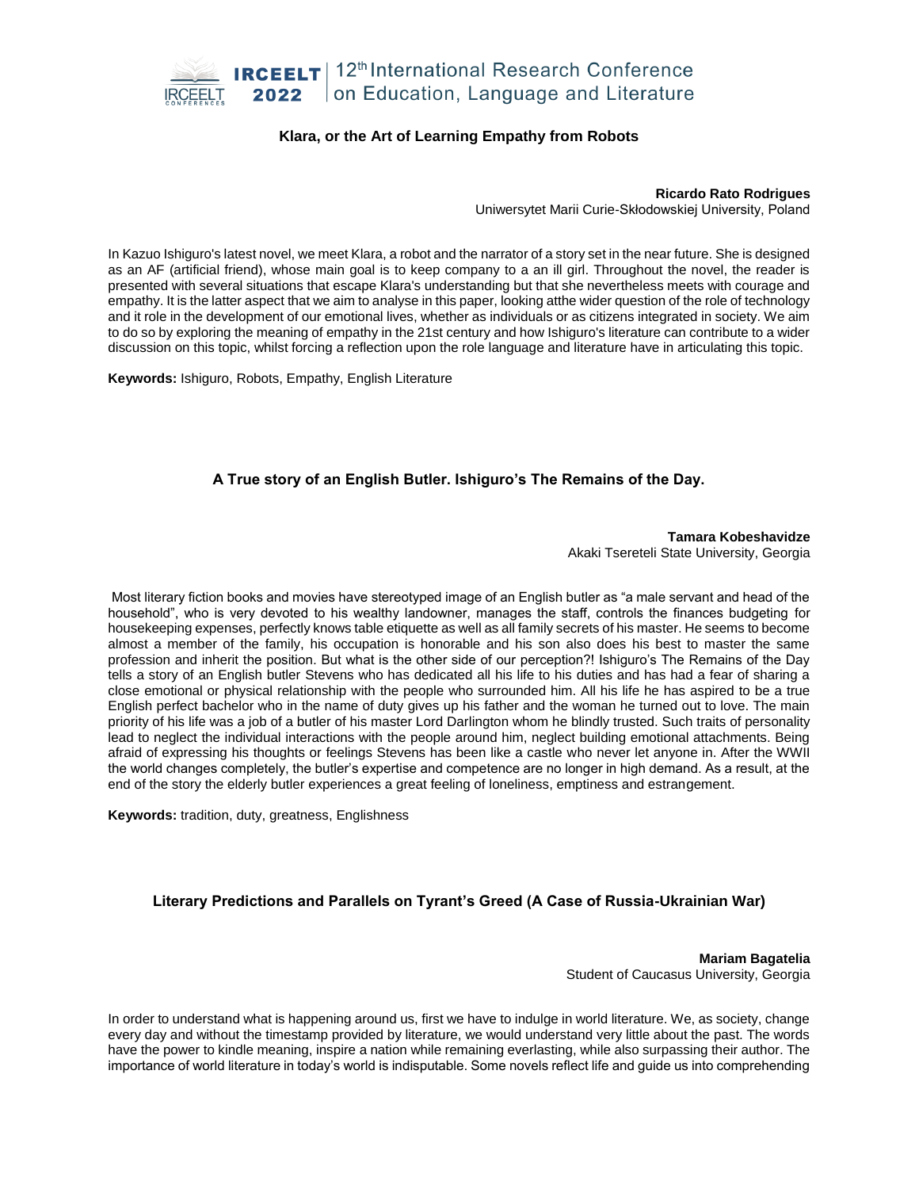### Klara, or the Art of Learning Empathy from Robots

**Ricardo Rato Rodrigues**
Uniwersytet Marii Curie-Skłodowskiej University, Poland

In Kazuo Ishiguro's latest novel, we meet Klara, a robot and the narrator of a story set in the near future. She is designed as an AF (artificial friend), whose main goal is to keep company to a an ill girl. Throughout the novel, the reader is presented with several situations that escape Klara's understanding but that she nevertheless meets with courage and empathy. It is the latter aspect that we aim to analyse in this paper, looking atthe wider question of the role of technology and it role in the development of our emotional lives, whether as individuals or as citizens integrated in society. We aim to do so by exploring the meaning of empathy in the 21st century and how Ishiguro's literature can contribute to a wider discussion on this topic, whilst forcing a reflection upon the role language and literature have in articulating this topic.

**Keywords:** Ishiguro, Robots, Empathy, English Literature

### A True story of an English Butler. Ishiguro's The Remains of the Day.

**Tamara Kobeshavidze**
Akaki Tsereteli State University, Georgia

Most literary fiction books and movies have stereotyped image of an English butler as "a male servant and head of the household", who is very devoted to his wealthy landowner, manages the staff, controls the finances budgeting for housekeeping expenses, perfectly knows table etiquette as well as all family secrets of his master. He seems to become almost a member of the family, his occupation is honorable and his son also does his best to master the same profession and inherit the position. But what is the other side of our perception?! Ishiguro's The Remains of the Day tells a story of an English butler Stevens who has dedicated all his life to his duties and has had a fear of sharing a close emotional or physical relationship with the people who surrounded him. All his life he has aspired to be a true English perfect bachelor who in the name of duty gives up his father and the woman he turned out to love. The main priority of his life was a job of a butler of his master Lord Darlington whom he blindly trusted. Such traits of personality lead to neglect the individual interactions with the people around him, neglect building emotional attachments. Being afraid of expressing his thoughts or feelings Stevens has been like a castle who never let anyone in. After the WWII the world changes completely, the butler's expertise and competence are no longer in high demand. As a result, at the end of the story the elderly butler experiences a great feeling of loneliness, emptiness and estrangement.

**Keywords:** tradition, duty, greatness, Englishness

### Literary Predictions and Parallels on Tyrant's Greed (A Case of Russia-Ukrainian War)

**Mariam Bagatelia**
Student of Caucasus University, Georgia

In order to understand what is happening around us, first we have to indulge in world literature. We, as society, change every day and without the timestamp provided by literature, we would understand very little about the past. The words have the power to kindle meaning, inspire a nation while remaining everlasting, while also surpassing their author. The importance of world literature in today's world is indisputable. Some novels reflect life and guide us into comprehending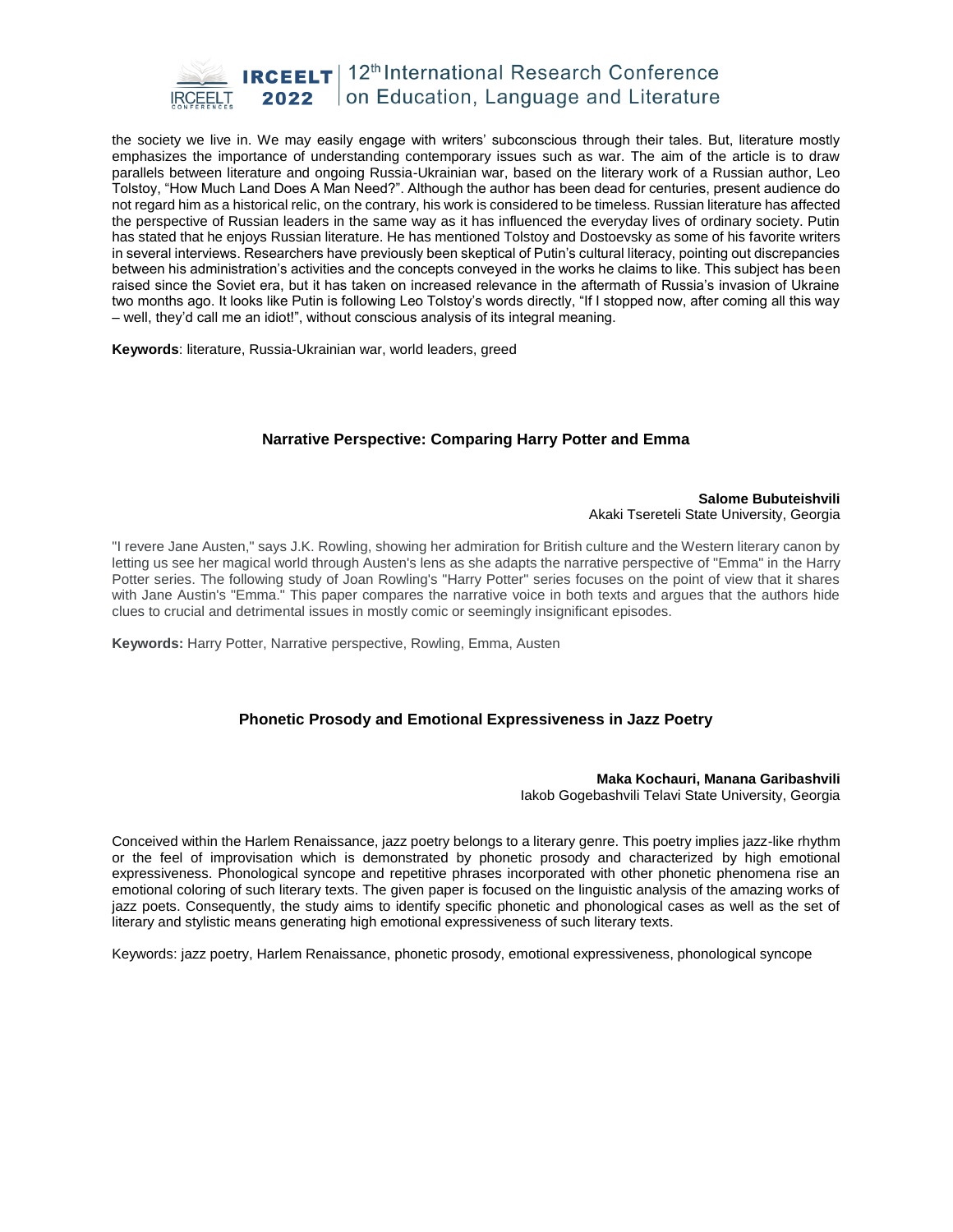the society we live in. We may easily engage with writers' subconscious through their tales. But, literature mostly emphasizes the importance of understanding contemporary issues such as war. The aim of the article is to draw parallels between literature and ongoing Russia-Ukrainian war, based on the literary work of a Russian author, Leo Tolstoy, "How Much Land Does A Man Need?". Although the author has been dead for centuries, present audience do not regard him as a historical relic, on the contrary, his work is considered to be timeless. Russian literature has affected the perspective of Russian leaders in the same way as it has influenced the everyday lives of ordinary society. Putin has stated that he enjoys Russian literature. He has mentioned Tolstoy and Dostoevsky as some of his favorite writers in several interviews. Researchers have previously been skeptical of Putin's cultural literacy, pointing out discrepancies between his administration's activities and the concepts conveyed in the works he claims to like. This subject has been raised since the Soviet era, but it has taken on increased relevance in the aftermath of Russia's invasion of Ukraine two months ago. It looks like Putin is following Leo Tolstoy's words directly, "If I stopped now, after coming all this way – well, they'd call me an idiot!", without conscious analysis of its integral meaning.

**Keywords**: literature, Russia-Ukrainian war, world leaders, greed

### Narrative Perspective: Comparing Harry Potter and Emma

**Salome Bubuteishvili**
Akaki Tsereteli State University, Georgia

"I revere Jane Austen," says J.K. Rowling, showing her admiration for British culture and the Western literary canon by letting us see her magical world through Austen's lens as she adapts the narrative perspective of "Emma" in the Harry Potter series. The following study of Joan Rowling's "Harry Potter" series focuses on the point of view that it shares with Jane Austin's "Emma." This paper compares the narrative voice in both texts and argues that the authors hide clues to crucial and detrimental issues in mostly comic or seemingly insignificant episodes.

**Keywords:** Harry Potter, Narrative perspective, Rowling, Emma, Austen

### Phonetic Prosody and Emotional Expressiveness in Jazz Poetry

**Maka Kochauri, Manana Garibashvili**
Iakob Gogebashvili Telavi State University, Georgia

Conceived within the Harlem Renaissance, jazz poetry belongs to a literary genre. This poetry implies jazz-like rhythm or the feel of improvisation which is demonstrated by phonetic prosody and characterized by high emotional expressiveness. Phonological syncope and repetitive phrases incorporated with other phonetic phenomena rise an emotional coloring of such literary texts. The given paper is focused on the linguistic analysis of the amazing works of jazz poets. Consequently, the study aims to identify specific phonetic and phonological cases as well as the set of literary and stylistic means generating high emotional expressiveness of such literary texts.

Keywords: jazz poetry, Harlem Renaissance, phonetic prosody, emotional expressiveness, phonological syncope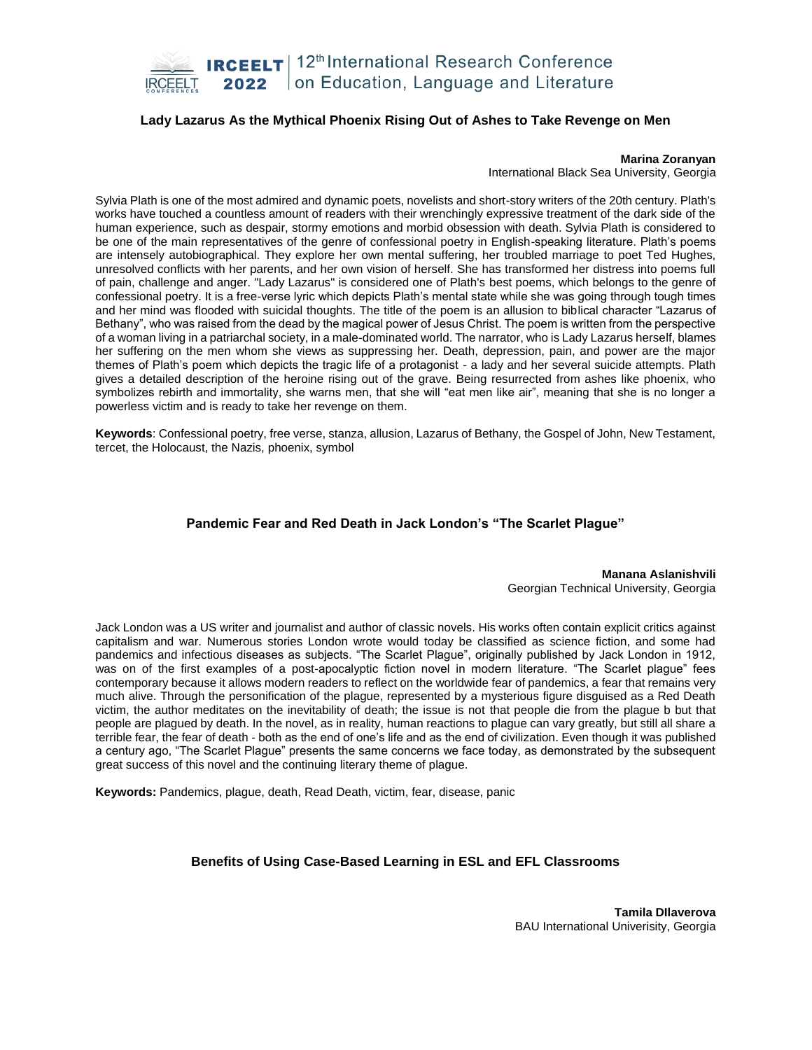### Lady Lazarus As the Mythical Phoenix Rising Out of Ashes to Take Revenge on Men

**Marina Zoranyan**
International Black Sea University, Georgia

Sylvia Plath is one of the most admired and dynamic poets, novelists and short-story writers of the 20th century. Plath's works have touched a countless amount of readers with their wrenchingly expressive treatment of the dark side of the human experience, such as despair, stormy emotions and morbid obsession with death. Sylvia Plath is considered to be one of the main representatives of the genre of confessional poetry in English-speaking literature. Plath's poems are intensely autobiographical. They explore her own mental suffering, her troubled marriage to poet Ted Hughes, unresolved conflicts with her parents, and her own vision of herself. She has transformed her distress into poems full of pain, challenge and anger. "Lady Lazarus" is considered one of Plath's best poems, which belongs to the genre of confessional poetry. It is a free-verse lyric which depicts Plath's mental state while she was going through tough times and her mind was flooded with suicidal thoughts. The title of the poem is an allusion to biblical character "Lazarus of Bethany", who was raised from the dead by the magical power of Jesus Christ. The poem is written from the perspective of a woman living in a patriarchal society, in a male-dominated world. The narrator, who is Lady Lazarus herself, blames her suffering on the men whom she views as suppressing her. Death, depression, pain, and power are the major themes of Plath's poem which depicts the tragic life of a protagonist - a lady and her several suicide attempts. Plath gives a detailed description of the heroine rising out of the grave. Being resurrected from ashes like phoenix, who symbolizes rebirth and immortality, she warns men, that she will "eat men like air", meaning that she is no longer a powerless victim and is ready to take her revenge on them.

**Keywords**: Confessional poetry, free verse, stanza, allusion, Lazarus of Bethany, the Gospel of John, New Testament, tercet, the Holocaust, the Nazis, phoenix, symbol

### Pandemic Fear and Red Death in Jack London's "The Scarlet Plague"

**Manana Aslanishvili**
Georgian Technical University, Georgia

Jack London was a US writer and journalist and author of classic novels. His works often contain explicit critics against capitalism and war. Numerous stories London wrote would today be classified as science fiction, and some had pandemics and infectious diseases as subjects. "The Scarlet Plague", originally published by Jack London in 1912, was on of the first examples of a post-apocalyptic fiction novel in modern literature. "The Scarlet plague" fees contemporary because it allows modern readers to reflect on the worldwide fear of pandemics, a fear that remains very much alive. Through the personification of the plague, represented by a mysterious figure disguised as a Red Death victim, the author meditates on the inevitability of death; the issue is not that people die from the plague b but that people are plagued by death. In the novel, as in reality, human reactions to plague can vary greatly, but still all share a terrible fear, the fear of death - both as the end of one's life and as the end of civilization. Even though it was published a century ago, "The Scarlet Plague" presents the same concerns we face today, as demonstrated by the subsequent great success of this novel and the continuing literary theme of plague.

**Keywords:** Pandemics, plague, death, Read Death, victim, fear, disease, panic

### Benefits of Using Case-Based Learning in ESL and EFL Classrooms

**Tamila DIlaverova**
BAU International Univerisity, Georgia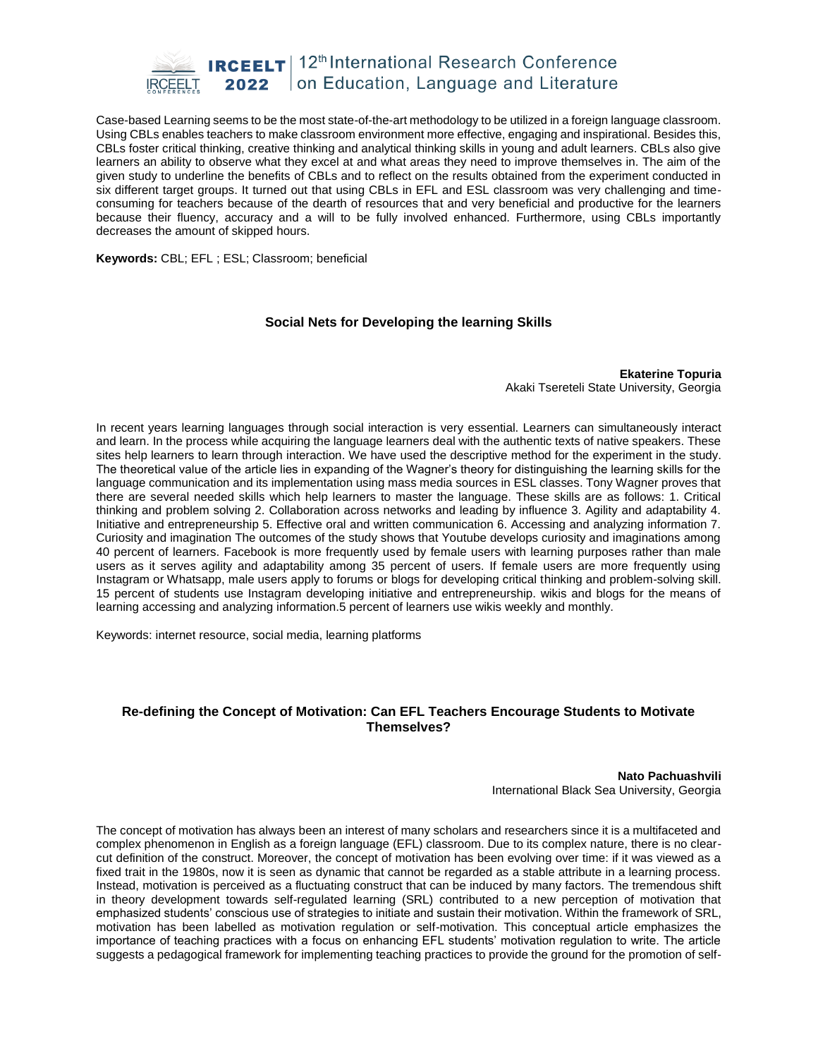Case-based Learning seems to be the most state-of-the-art methodology to be utilized in a foreign language classroom. Using CBLs enables teachers to make classroom environment more effective, engaging and inspirational. Besides this, CBLs foster critical thinking, creative thinking and analytical thinking skills in young and adult learners. CBLs also give learners an ability to observe what they excel at and what areas they need to improve themselves in. The aim of the given study to underline the benefits of CBLs and to reflect on the results obtained from the experiment conducted in six different target groups. It turned out that using CBLs in EFL and ESL classroom was very challenging and time-consuming for teachers because of the dearth of resources that and very beneficial and productive for the learners because their fluency, accuracy and a will to be fully involved enhanced. Furthermore, using CBLs importantly decreases the amount of skipped hours.

**Keywords:** CBL; EFL ; ESL; Classroom; beneficial

### Social Nets for Developing the learning Skills

**Ekaterine Topuria**
Akaki Tsereteli State University, Georgia

In recent years learning languages through social interaction is very essential. Learners can simultaneously interact and learn. In the process while acquiring the language learners deal with the authentic texts of native speakers. These sites help learners to learn through interaction. We have used the descriptive method for the experiment in the study. The theoretical value of the article lies in expanding of the Wagner's theory for distinguishing the learning skills for the language communication and its implementation using mass media sources in ESL classes. Tony Wagner proves that there are several needed skills which help learners to master the language. These skills are as follows: 1. Critical thinking and problem solving 2. Collaboration across networks and leading by influence 3. Agility and adaptability 4. Initiative and entrepreneurship 5. Effective oral and written communication 6. Accessing and analyzing information 7. Curiosity and imagination The outcomes of the study shows that Youtube develops curiosity and imaginations among 40 percent of learners. Facebook is more frequently used by female users with learning purposes rather than male users as it serves agility and adaptability among 35 percent of users. If female users are more frequently using Instagram or Whatsapp, male users apply to forums or blogs for developing critical thinking and problem-solving skill. 15 percent of students use Instagram developing initiative and entrepreneurship. wikis and blogs for the means of learning accessing and analyzing information.5 percent of learners use wikis weekly and monthly.

Keywords: internet resource, social media, learning platforms

### Re-defining the Concept of Motivation: Can EFL Teachers Encourage Students to Motivate Themselves?

**Nato Pachuashvili**
International Black Sea University, Georgia

The concept of motivation has always been an interest of many scholars and researchers since it is a multifaceted and complex phenomenon in English as a foreign language (EFL) classroom. Due to its complex nature, there is no clear-cut definition of the construct. Moreover, the concept of motivation has been evolving over time: if it was viewed as a fixed trait in the 1980s, now it is seen as dynamic that cannot be regarded as a stable attribute in a learning process. Instead, motivation is perceived as a fluctuating construct that can be induced by many factors. The tremendous shift in theory development towards self-regulated learning (SRL) contributed to a new perception of motivation that emphasized students' conscious use of strategies to initiate and sustain their motivation. Within the framework of SRL, motivation has been labelled as motivation regulation or self-motivation. This conceptual article emphasizes the importance of teaching practices with a focus on enhancing EFL students' motivation regulation to write. The article suggests a pedagogical framework for implementing teaching practices to provide the ground for the promotion of self-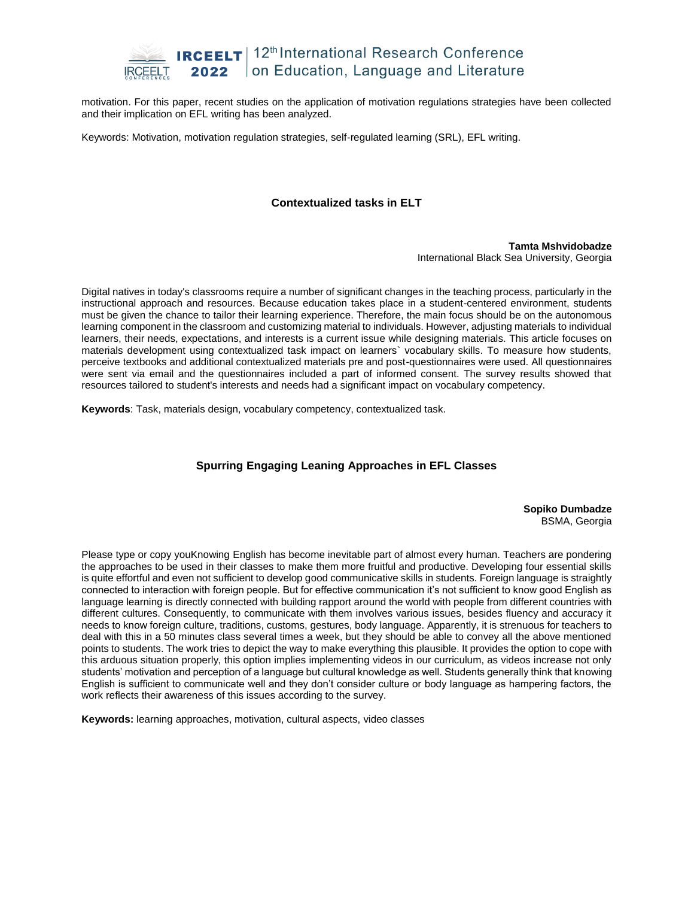motivation. For this paper, recent studies on the application of motivation regulations strategies have been collected and their implication on EFL writing has been analyzed.

Keywords: Motivation, motivation regulation strategies, self-regulated learning (SRL), EFL writing.

### Contextualized tasks in ELT

**Tamta Mshvidobadze**
International Black Sea University, Georgia

Digital natives in today's classrooms require a number of significant changes in the teaching process, particularly in the instructional approach and resources. Because education takes place in a student-centered environment, students must be given the chance to tailor their learning experience. Therefore, the main focus should be on the autonomous learning component in the classroom and customizing material to individuals. However, adjusting materials to individual learners, their needs, expectations, and interests is a current issue while designing materials. This article focuses on materials development using contextualized task impact on learners` vocabulary skills. To measure how students, perceive textbooks and additional contextualized materials pre and post-questionnaires were used. All questionnaires were sent via email and the questionnaires included a part of informed consent. The survey results showed that resources tailored to student's interests and needs had a significant impact on vocabulary competency.

**Keywords**: Task, materials design, vocabulary competency, contextualized task.

### Spurring Engaging Leaning Approaches in EFL Classes

**Sopiko Dumbadze**
BSMA, Georgia

Please type or copy youKnowing English has become inevitable part of almost every human. Teachers are pondering the approaches to be used in their classes to make them more fruitful and productive. Developing four essential skills is quite effortful and even not sufficient to develop good communicative skills in students. Foreign language is straightly connected to interaction with foreign people. But for effective communication it's not sufficient to know good English as language learning is directly connected with building rapport around the world with people from different countries with different cultures. Consequently, to communicate with them involves various issues, besides fluency and accuracy it needs to know foreign culture, traditions, customs, gestures, body language. Apparently, it is strenuous for teachers to deal with this in a 50 minutes class several times a week, but they should be able to convey all the above mentioned points to students. The work tries to depict the way to make everything this plausible. It provides the option to cope with this arduous situation properly, this option implies implementing videos in our curriculum, as videos increase not only students' motivation and perception of a language but cultural knowledge as well. Students generally think that knowing English is sufficient to communicate well and they don't consider culture or body language as hampering factors, the work reflects their awareness of this issues according to the survey.

**Keywords:** learning approaches, motivation, cultural aspects, video classes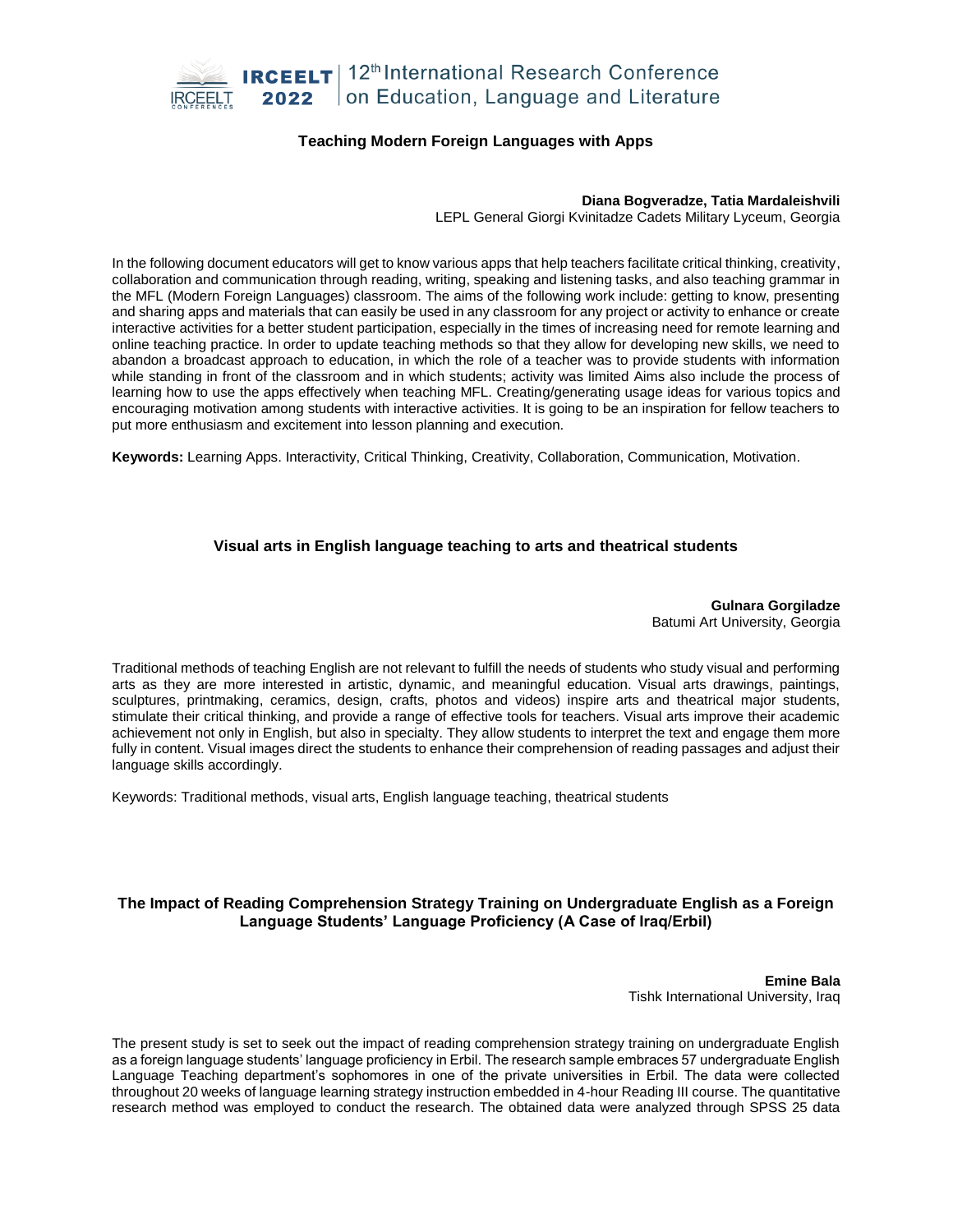### Teaching Modern Foreign Languages with Apps

**Diana Bogveradze, Tatia Mardaleishvili**
LEPL General Giorgi Kvinitadze Cadets Military Lyceum, Georgia

In the following document educators will get to know various apps that help teachers facilitate critical thinking, creativity, collaboration and communication through reading, writing, speaking and listening tasks, and also teaching grammar in the MFL (Modern Foreign Languages) classroom. The aims of the following work include: getting to know, presenting and sharing apps and materials that can easily be used in any classroom for any project or activity to enhance or create interactive activities for a better student participation, especially in the times of increasing need for remote learning and online teaching practice. In order to update teaching methods so that they allow for developing new skills, we need to abandon a broadcast approach to education, in which the role of a teacher was to provide students with information while standing in front of the classroom and in which students; activity was limited Aims also include the process of learning how to use the apps effectively when teaching MFL. Creating/generating usage ideas for various topics and encouraging motivation among students with interactive activities. It is going to be an inspiration for fellow teachers to put more enthusiasm and excitement into lesson planning and execution.

**Keywords:** Learning Apps. Interactivity, Critical Thinking, Creativity, Collaboration, Communication, Motivation.

### Visual arts in English language teaching to arts and theatrical students

**Gulnara Gorgiladze**
Batumi Art University, Georgia

Traditional methods of teaching English are not relevant to fulfill the needs of students who study visual and performing arts as they are more interested in artistic, dynamic, and meaningful education. Visual arts drawings, paintings, sculptures, printmaking, ceramics, design, crafts, photos and videos) inspire arts and theatrical major students, stimulate their critical thinking, and provide a range of effective tools for teachers. Visual arts improve their academic achievement not only in English, but also in specialty. They allow students to interpret the text and engage them more fully in content. Visual images direct the students to enhance their comprehension of reading passages and adjust their language skills accordingly.

Keywords: Traditional methods, visual arts, English language teaching, theatrical students

### The Impact of Reading Comprehension Strategy Training on Undergraduate English as a Foreign Language Students' Language Proficiency (A Case of Iraq/Erbil)

**Emine Bala**
Tishk International University, Iraq

The present study is set to seek out the impact of reading comprehension strategy training on undergraduate English as a foreign language students' language proficiency in Erbil. The research sample embraces 57 undergraduate English Language Teaching department's sophomores in one of the private universities in Erbil. The data were collected throughout 20 weeks of language learning strategy instruction embedded in 4-hour Reading III course. The quantitative research method was employed to conduct the research. The obtained data were analyzed through SPSS 25 data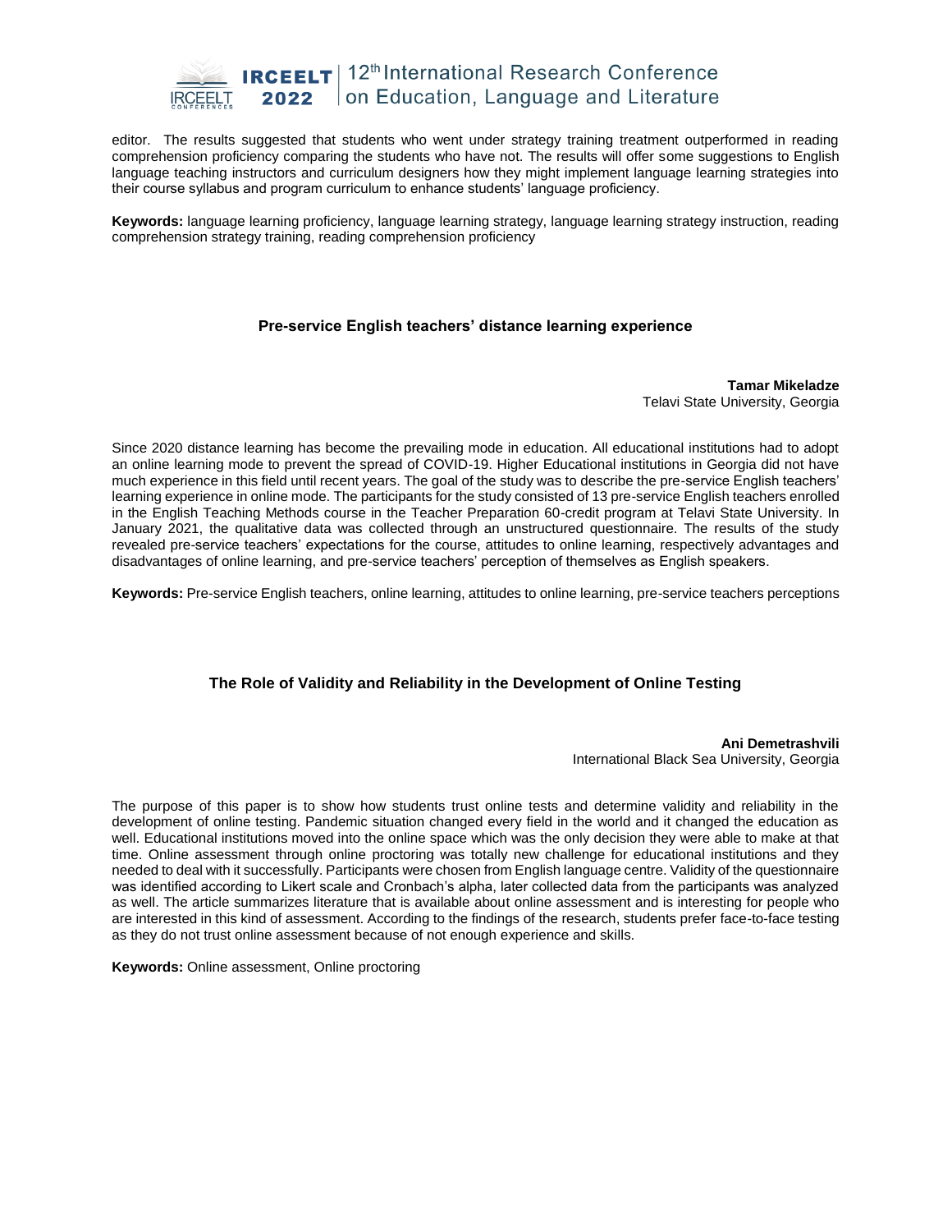editor. The results suggested that students who went under strategy training treatment outperformed in reading comprehension proficiency comparing the students who have not. The results will offer some suggestions to English language teaching instructors and curriculum designers how they might implement language learning strategies into their course syllabus and program curriculum to enhance students' language proficiency.

**Keywords:** language learning proficiency, language learning strategy, language learning strategy instruction, reading comprehension strategy training, reading comprehension proficiency

## Pre-service English teachers' distance learning experience

**Tamar Mikeladze**
Telavi State University, Georgia

Since 2020 distance learning has become the prevailing mode in education. All educational institutions had to adopt an online learning mode to prevent the spread of COVID-19. Higher Educational institutions in Georgia did not have much experience in this field until recent years. The goal of the study was to describe the pre-service English teachers' learning experience in online mode. The participants for the study consisted of 13 pre-service English teachers enrolled in the English Teaching Methods course in the Teacher Preparation 60-credit program at Telavi State University. In January 2021, the qualitative data was collected through an unstructured questionnaire. The results of the study revealed pre-service teachers' expectations for the course, attitudes to online learning, respectively advantages and disadvantages of online learning, and pre-service teachers' perception of themselves as English speakers.

**Keywords:** Pre-service English teachers, online learning, attitudes to online learning, pre-service teachers perceptions

## The Role of Validity and Reliability in the Development of Online Testing

**Ani Demetrashvili**
International Black Sea University, Georgia

The purpose of this paper is to show how students trust online tests and determine validity and reliability in the development of online testing. Pandemic situation changed every field in the world and it changed the education as well. Educational institutions moved into the online space which was the only decision they were able to make at that time. Online assessment through online proctoring was totally new challenge for educational institutions and they needed to deal with it successfully. Participants were chosen from English language centre. Validity of the questionnaire was identified according to Likert scale and Cronbach's alpha, later collected data from the participants was analyzed as well. The article summarizes literature that is available about online assessment and is interesting for people who are interested in this kind of assessment. According to the findings of the research, students prefer face-to-face testing as they do not trust online assessment because of not enough experience and skills.

**Keywords:** Online assessment, Online proctoring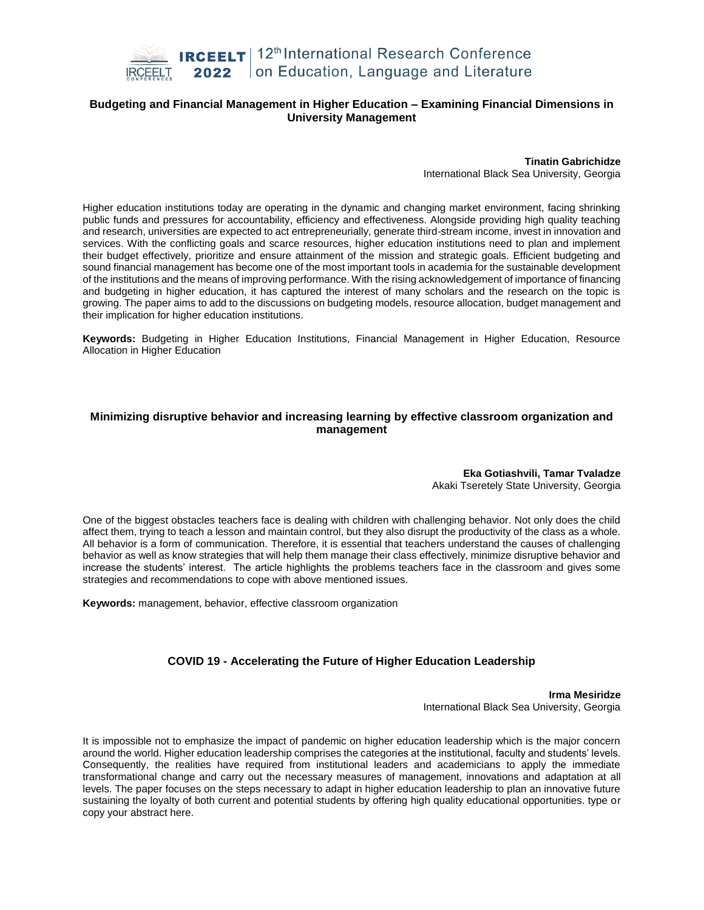## Budgeting and Financial Management in Higher Education – Examining Financial Dimensions in University Management

**Tinatin Gabrichidze**
International Black Sea University, Georgia

Higher education institutions today are operating in the dynamic and changing market environment, facing shrinking public funds and pressures for accountability, efficiency and effectiveness. Alongside providing high quality teaching and research, universities are expected to act entrepreneurially, generate third-stream income, invest in innovation and services. With the conflicting goals and scarce resources, higher education institutions need to plan and implement their budget effectively, prioritize and ensure attainment of the mission and strategic goals. Efficient budgeting and sound financial management has become one of the most important tools in academia for the sustainable development of the institutions and the means of improving performance. With the rising acknowledgement of importance of financing and budgeting in higher education, it has captured the interest of many scholars and the research on the topic is growing. The paper aims to add to the discussions on budgeting models, resource allocation, budget management and their implication for higher education institutions.

**Keywords:** Budgeting in Higher Education Institutions, Financial Management in Higher Education, Resource Allocation in Higher Education

## Minimizing disruptive behavior and increasing learning by effective classroom organization and management

**Eka Gotiashvili, Tamar Tvaladze**
Akaki Tseretely State University, Georgia

One of the biggest obstacles teachers face is dealing with children with challenging behavior. Not only does the child affect them, trying to teach a lesson and maintain control, but they also disrupt the productivity of the class as a whole. All behavior is a form of communication. Therefore, it is essential that teachers understand the causes of challenging behavior as well as know strategies that will help them manage their class effectively, minimize disruptive behavior and increase the students' interest. The article highlights the problems teachers face in the classroom and gives some strategies and recommendations to cope with above mentioned issues.

**Keywords:** management, behavior, effective classroom organization

## COVID 19 - Accelerating the Future of Higher Education Leadership

**Irma Mesiridze**
International Black Sea University, Georgia

It is impossible not to emphasize the impact of pandemic on higher education leadership which is the major concern around the world. Higher education leadership comprises the categories at the institutional, faculty and students' levels. Consequently, the realities have required from institutional leaders and academicians to apply the immediate transformational change and carry out the necessary measures of management, innovations and adaptation at all levels. The paper focuses on the steps necessary to adapt in higher education leadership to plan an innovative future sustaining the loyalty of both current and potential students by offering high quality educational opportunities. type or copy your abstract here.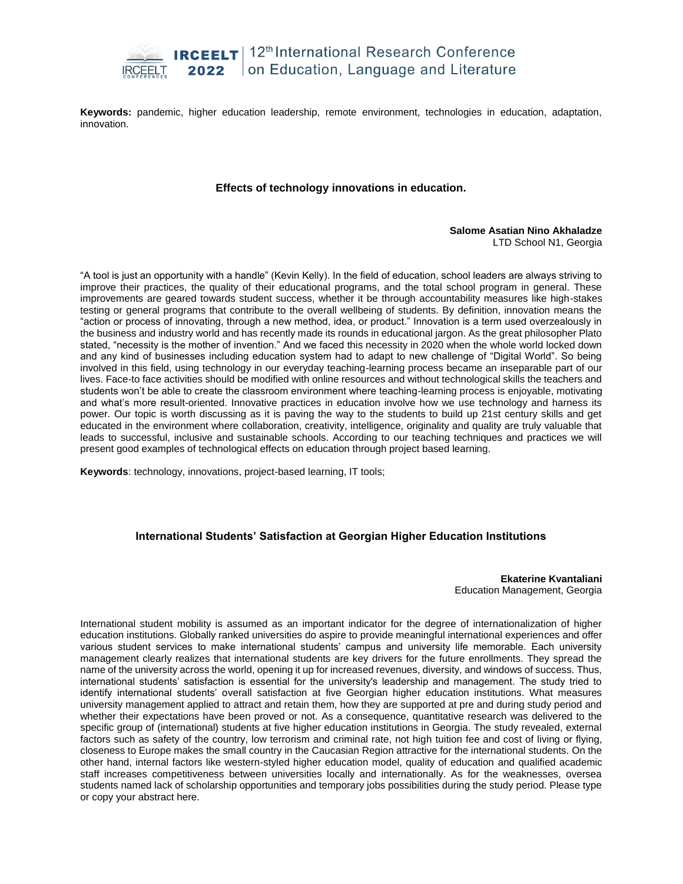**Keywords:** pandemic, higher education leadership, remote environment, technologies in education, adaptation, innovation.

### Effects of technology innovations in education.

**Salome Asatian Nino Akhaladze**
LTD School N1, Georgia

“A tool is just an opportunity with a handle” (Kevin Kelly). In the field of education, school leaders are always striving to improve their practices, the quality of their educational programs, and the total school program in general. These improvements are geared towards student success, whether it be through accountability measures like high-stakes testing or general programs that contribute to the overall wellbeing of students. By definition, innovation means the “action or process of innovating, through a new method, idea, or product.” Innovation is a term used overzealously in the business and industry world and has recently made its rounds in educational jargon. As the great philosopher Plato stated, “necessity is the mother of invention.” And we faced this necessity in 2020 when the whole world locked down and any kind of businesses including education system had to adapt to new challenge of “Digital World”. So being involved in this field, using technology in our everyday teaching-learning process became an inseparable part of our lives. Face-to face activities should be modified with online resources and without technological skills the teachers and students won’t be able to create the classroom environment where teaching-learning process is enjoyable, motivating and what’s more result-oriented. Innovative practices in education involve how we use technology and harness its power. Our topic is worth discussing as it is paving the way to the students to build up 21st century skills and get educated in the environment where collaboration, creativity, intelligence, originality and quality are truly valuable that leads to successful, inclusive and sustainable schools. According to our teaching techniques and practices we will present good examples of technological effects on education through project based learning.

**Keywords**: technology, innovations, project-based learning, IT tools;

### International Students’ Satisfaction at Georgian Higher Education Institutions

**Ekaterine Kvantaliani**
Education Management, Georgia

International student mobility is assumed as an important indicator for the degree of internationalization of higher education institutions. Globally ranked universities do aspire to provide meaningful international experiences and offer various student services to make international students’ campus and university life memorable. Each university management clearly realizes that international students are key drivers for the future enrollments. They spread the name of the university across the world, opening it up for increased revenues, diversity, and windows of success. Thus, international students’ satisfaction is essential for the university's leadership and management. The study tried to identify international students’ overall satisfaction at five Georgian higher education institutions. What measures university management applied to attract and retain them, how they are supported at pre and during study period and whether their expectations have been proved or not. As a consequence, quantitative research was delivered to the specific group of (international) students at five higher education institutions in Georgia. The study revealed, external factors such as safety of the country, low terrorism and criminal rate, not high tuition fee and cost of living or flying, closeness to Europe makes the small country in the Caucasian Region attractive for the international students. On the other hand, internal factors like western-styled higher education model, quality of education and qualified academic staff increases competitiveness between universities locally and internationally. As for the weaknesses, oversea students named lack of scholarship opportunities and temporary jobs possibilities during the study period. Please type or copy your abstract here.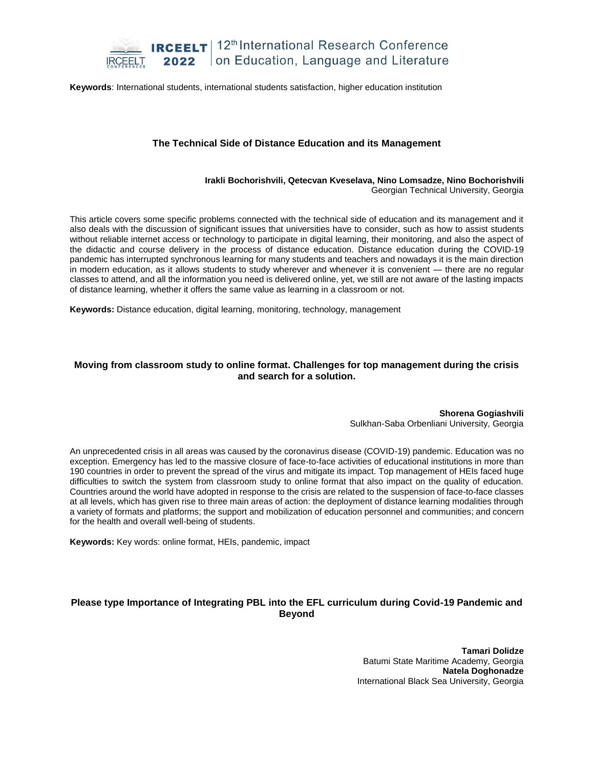**Keywords**: International students, international students satisfaction, higher education institution

### The Technical Side of Distance Education and its Management

**Irakli Bochorishvili, Qetecvan Kveselava, Nino Lomsadze, Nino Bochorishvili**
Georgian Technical University, Georgia

This article covers some specific problems connected with the technical side of education and its management and it also deals with the discussion of significant issues that universities have to consider, such as how to assist students without reliable internet access or technology to participate in digital learning, their monitoring, and also the aspect of the didactic and course delivery in the process of distance education. Distance education during the COVID-19 pandemic has interrupted synchronous learning for many students and teachers and nowadays it is the main direction in modern education, as it allows students to study wherever and whenever it is convenient — there are no regular classes to attend, and all the information you need is delivered online, yet, we still are not aware of the lasting impacts of distance learning, whether it offers the same value as learning in a classroom or not.

**Keywords:** Distance education, digital learning, monitoring, technology, management

### Moving from classroom study to online format. Challenges for top management during the crisis and search for a solution.

**Shorena Gogiashvili**
Sulkhan-Saba Orbenliani University, Georgia

An unprecedented crisis in all areas was caused by the coronavirus disease (COVID-19) pandemic. Education was no exception. Emergency has led to the massive closure of face-to-face activities of educational institutions in more than 190 countries in order to prevent the spread of the virus and mitigate its impact. Top management of HEIs faced huge difficulties to switch the system from classroom study to online format that also impact on the quality of education. Countries around the world have adopted in response to the crisis are related to the suspension of face-to-face classes at all levels, which has given rise to three main areas of action: the deployment of distance learning modalities through a variety of formats and platforms; the support and mobilization of education personnel and communities; and concern for the health and overall well-being of students.

**Keywords:** Key words: online format, HEIs, pandemic, impact

### Please type Importance of Integrating PBL into the EFL curriculum during Covid-19 Pandemic and Beyond

**Tamari Dolidze**
Batumi State Maritime Academy, Georgia
**Natela Doghonadze**
International Black Sea University, Georgia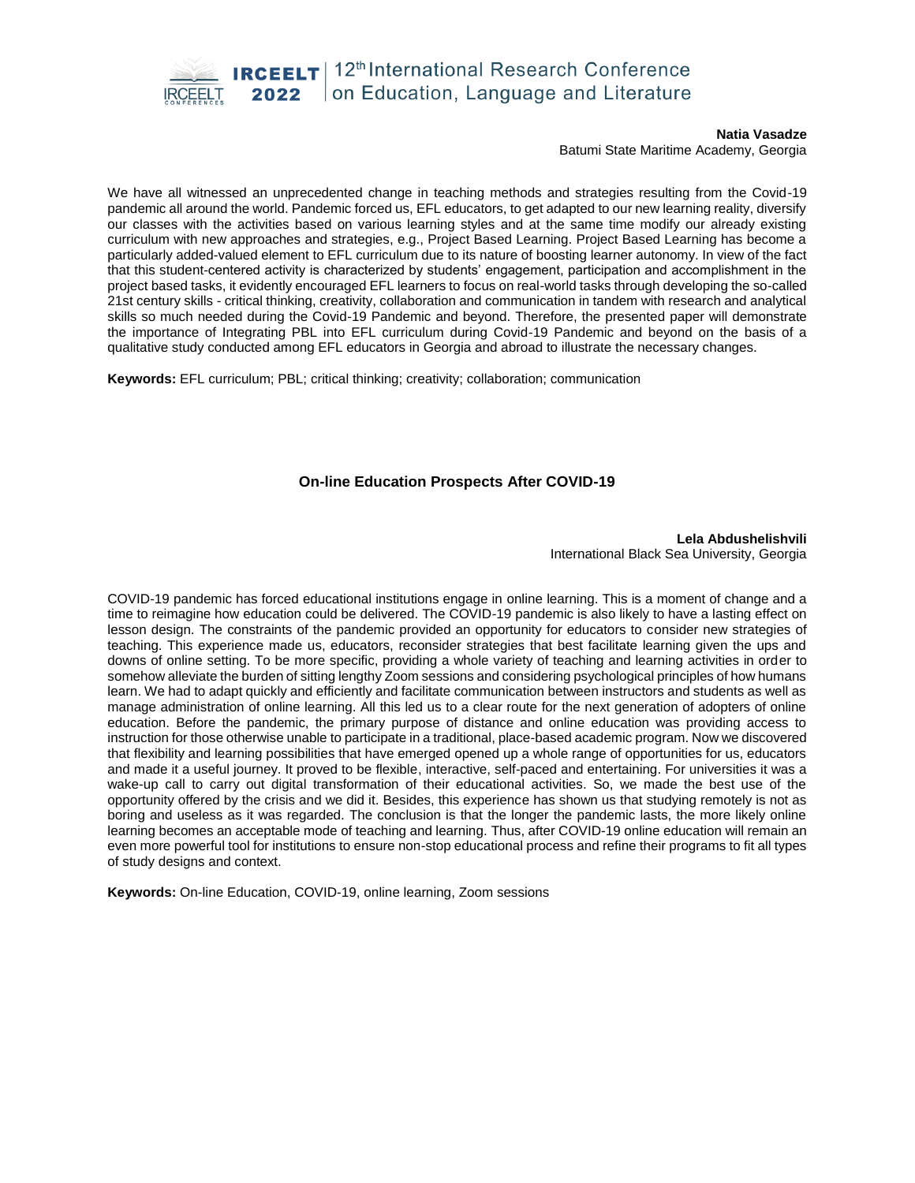**Natia Vasadze**
Batumi State Maritime Academy, Georgia

We have all witnessed an unprecedented change in teaching methods and strategies resulting from the Covid-19 pandemic all around the world. Pandemic forced us, EFL educators, to get adapted to our new learning reality, diversify our classes with the activities based on various learning styles and at the same time modify our already existing curriculum with new approaches and strategies, e.g., Project Based Learning. Project Based Learning has become a particularly added-valued element to EFL curriculum due to its nature of boosting learner autonomy. In view of the fact that this student-centered activity is characterized by students' engagement, participation and accomplishment in the project based tasks, it evidently encouraged EFL learners to focus on real-world tasks through developing the so-called 21st century skills - critical thinking, creativity, collaboration and communication in tandem with research and analytical skills so much needed during the Covid-19 Pandemic and beyond. Therefore, the presented paper will demonstrate the importance of Integrating PBL into EFL curriculum during Covid-19 Pandemic and beyond on the basis of a qualitative study conducted among EFL educators in Georgia and abroad to illustrate the necessary changes.

**Keywords:** EFL curriculum; PBL; critical thinking; creativity; collaboration; communication

## On-line Education Prospects After COVID-19

**Lela Abdushelishvili**
International Black Sea University, Georgia

COVID-19 pandemic has forced educational institutions engage in online learning. This is a moment of change and a time to reimagine how education could be delivered. The COVID-19 pandemic is also likely to have a lasting effect on lesson design. The constraints of the pandemic provided an opportunity for educators to consider new strategies of teaching. This experience made us, educators, reconsider strategies that best facilitate learning given the ups and downs of online setting. To be more specific, providing a whole variety of teaching and learning activities in order to somehow alleviate the burden of sitting lengthy Zoom sessions and considering psychological principles of how humans learn. We had to adapt quickly and efficiently and facilitate communication between instructors and students as well as manage administration of online learning. All this led us to a clear route for the next generation of adopters of online education. Before the pandemic, the primary purpose of distance and online education was providing access to instruction for those otherwise unable to participate in a traditional, place-based academic program. Now we discovered that flexibility and learning possibilities that have emerged opened up a whole range of opportunities for us, educators and made it a useful journey. It proved to be flexible, interactive, self-paced and entertaining. For universities it was a wake-up call to carry out digital transformation of their educational activities. So, we made the best use of the opportunity offered by the crisis and we did it. Besides, this experience has shown us that studying remotely is not as boring and useless as it was regarded. The conclusion is that the longer the pandemic lasts, the more likely online learning becomes an acceptable mode of teaching and learning. Thus, after COVID-19 online education will remain an even more powerful tool for institutions to ensure non-stop educational process and refine their programs to fit all types of study designs and context.

**Keywords:** On-line Education, COVID-19, online learning, Zoom sessions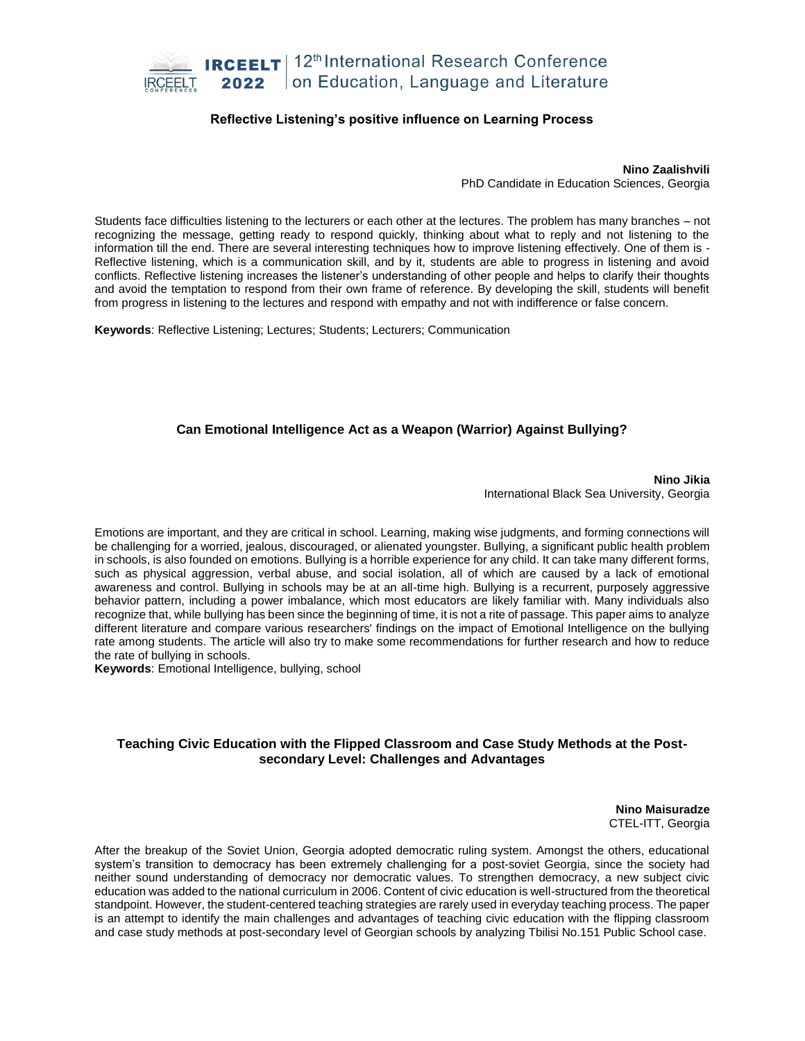## Reflective Listening's positive influence on Learning Process

**Nino Zaalishvili**
PhD Candidate in Education Sciences, Georgia

Students face difficulties listening to the lecturers or each other at the lectures. The problem has many branches – not recognizing the message, getting ready to respond quickly, thinking about what to reply and not listening to the information till the end. There are several interesting techniques how to improve listening effectively. One of them is - Reflective listening, which is a communication skill, and by it, students are able to progress in listening and avoid conflicts. Reflective listening increases the listener's understanding of other people and helps to clarify their thoughts and avoid the temptation to respond from their own frame of reference. By developing the skill, students will benefit from progress in listening to the lectures and respond with empathy and not with indifference or false concern.

**Keywords**: Reflective Listening; Lectures; Students; Lecturers; Communication

## Can Emotional Intelligence Act as a Weapon (Warrior) Against Bullying?

**Nino Jikia**
International Black Sea University, Georgia

Emotions are important, and they are critical in school. Learning, making wise judgments, and forming connections will be challenging for a worried, jealous, discouraged, or alienated youngster. Bullying, a significant public health problem in schools, is also founded on emotions. Bullying is a horrible experience for any child. It can take many different forms, such as physical aggression, verbal abuse, and social isolation, all of which are caused by a lack of emotional awareness and control. Bullying in schools may be at an all-time high. Bullying is a recurrent, purposely aggressive behavior pattern, including a power imbalance, which most educators are likely familiar with. Many individuals also recognize that, while bullying has been since the beginning of time, it is not a rite of passage. This paper aims to analyze different literature and compare various researchers' findings on the impact of Emotional Intelligence on the bullying rate among students. The article will also try to make some recommendations for further research and how to reduce the rate of bullying in schools.

**Keywords**: Emotional Intelligence, bullying, school

## Teaching Civic Education with the Flipped Classroom and Case Study Methods at the Post-secondary Level: Challenges and Advantages

**Nino Maisuradze**
CTEL-ITT, Georgia

After the breakup of the Soviet Union, Georgia adopted democratic ruling system. Amongst the others, educational system's transition to democracy has been extremely challenging for a post-soviet Georgia, since the society had neither sound understanding of democracy nor democratic values. To strengthen democracy, a new subject civic education was added to the national curriculum in 2006. Content of civic education is well-structured from the theoretical standpoint. However, the student-centered teaching strategies are rarely used in everyday teaching process. The paper is an attempt to identify the main challenges and advantages of teaching civic education with the flipping classroom and case study methods at post-secondary level of Georgian schools by analyzing Tbilisi No.151 Public School case.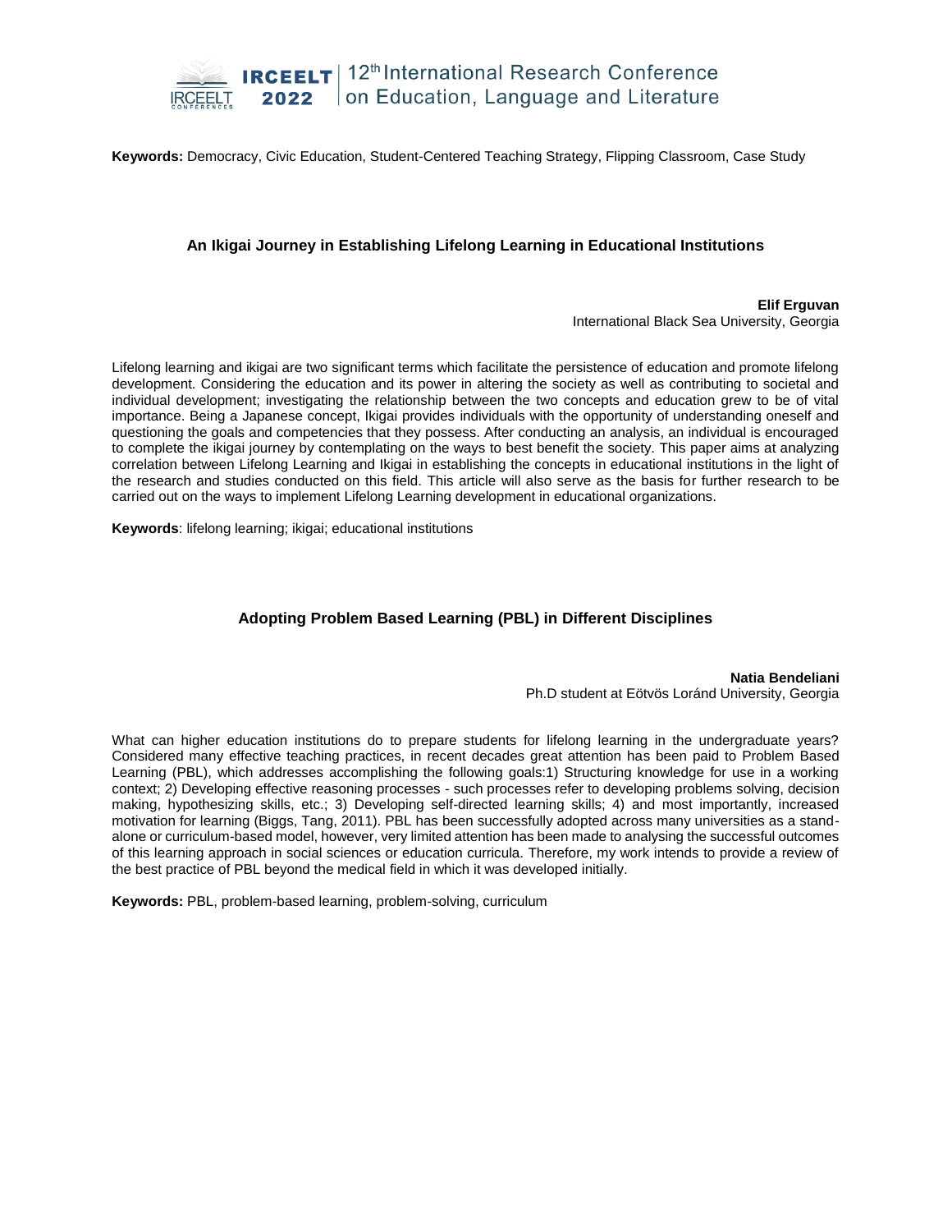**Keywords:** Democracy, Civic Education, Student-Centered Teaching Strategy, Flipping Classroom, Case Study

### An Ikigai Journey in Establishing Lifelong Learning in Educational Institutions

**Elif Erguvan**
International Black Sea University, Georgia

Lifelong learning and ikigai are two significant terms which facilitate the persistence of education and promote lifelong development. Considering the education and its power in altering the society as well as contributing to societal and individual development; investigating the relationship between the two concepts and education grew to be of vital importance. Being a Japanese concept, Ikigai provides individuals with the opportunity of understanding oneself and questioning the goals and competencies that they possess. After conducting an analysis, an individual is encouraged to complete the ikigai journey by contemplating on the ways to best benefit the society. This paper aims at analyzing correlation between Lifelong Learning and Ikigai in establishing the concepts in educational institutions in the light of the research and studies conducted on this field. This article will also serve as the basis for further research to be carried out on the ways to implement Lifelong Learning development in educational organizations.

**Keywords**: lifelong learning; ikigai; educational institutions

### Adopting Problem Based Learning (PBL) in Different Disciplines

**Natia Bendeliani**
Ph.D student at Eötvös Loránd University, Georgia

What can higher education institutions do to prepare students for lifelong learning in the undergraduate years? Considered many effective teaching practices, in recent decades great attention has been paid to Problem Based Learning (PBL), which addresses accomplishing the following goals:1) Structuring knowledge for use in a working context; 2) Developing effective reasoning processes - such processes refer to developing problems solving, decision making, hypothesizing skills, etc.; 3) Developing self-directed learning skills; 4) and most importantly, increased motivation for learning (Biggs, Tang, 2011). PBL has been successfully adopted across many universities as a stand-alone or curriculum-based model, however, very limited attention has been made to analysing the successful outcomes of this learning approach in social sciences or education curricula. Therefore, my work intends to provide a review of the best practice of PBL beyond the medical field in which it was developed initially.

**Keywords:** PBL, problem-based learning, problem-solving, curriculum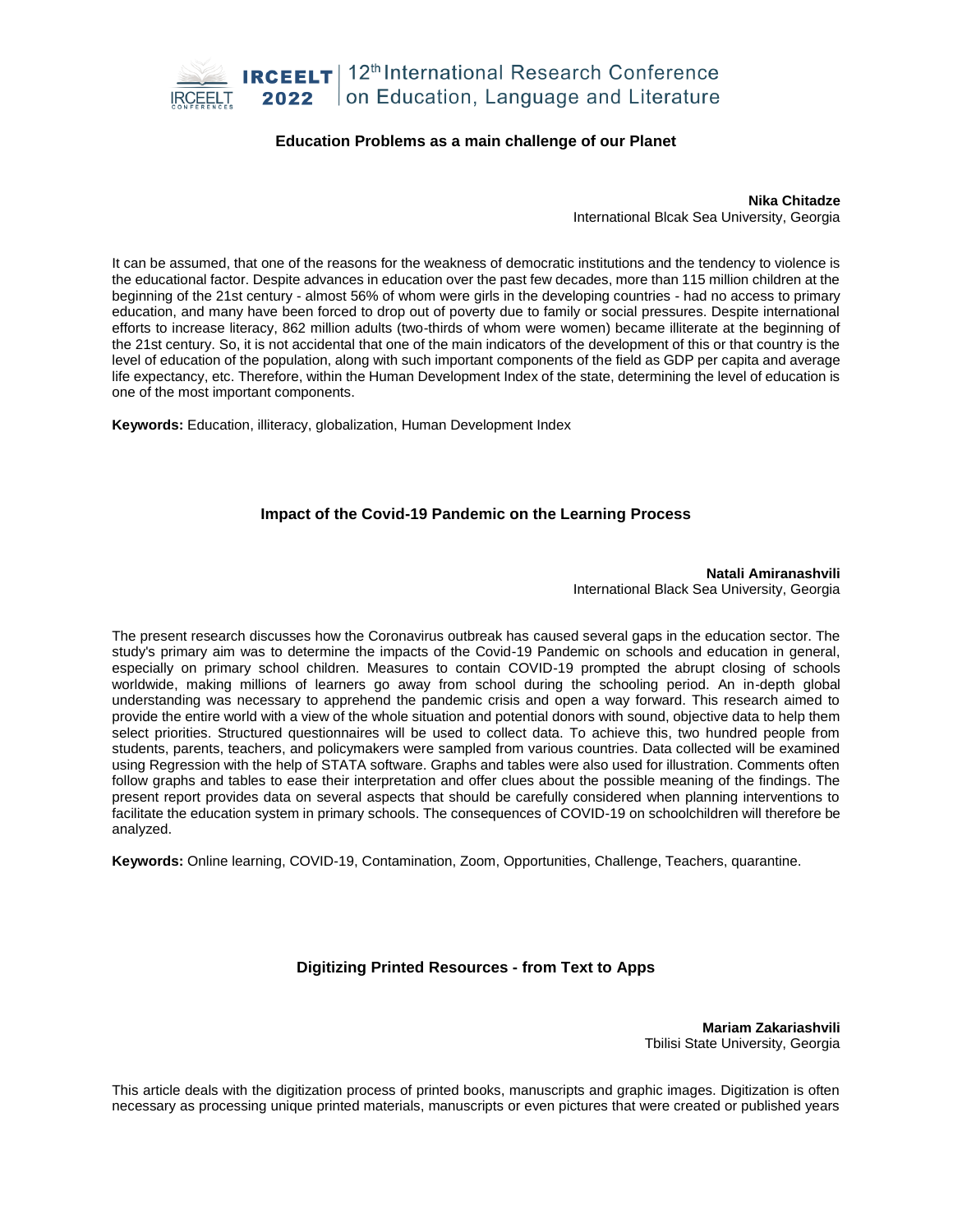## Education Problems as a main challenge of our Planet

**Nika Chitadze**
International Blcak Sea University, Georgia

It can be assumed, that one of the reasons for the weakness of democratic institutions and the tendency to violence is the educational factor. Despite advances in education over the past few decades, more than 115 million children at the beginning of the 21st century - almost 56% of whom were girls in the developing countries - had no access to primary education, and many have been forced to drop out of poverty due to family or social pressures. Despite international efforts to increase literacy, 862 million adults (two-thirds of whom were women) became illiterate at the beginning of the 21st century. So, it is not accidental that one of the main indicators of the development of this or that country is the level of education of the population, along with such important components of the field as GDP per capita and average life expectancy, etc. Therefore, within the Human Development Index of the state, determining the level of education is one of the most important components.

**Keywords:** Education, illiteracy, globalization, Human Development Index

## Impact of the Covid-19 Pandemic on the Learning Process

**Natali Amiranashvili**
International Black Sea University, Georgia

The present research discusses how the Coronavirus outbreak has caused several gaps in the education sector. The study's primary aim was to determine the impacts of the Covid-19 Pandemic on schools and education in general, especially on primary school children. Measures to contain COVID-19 prompted the abrupt closing of schools worldwide, making millions of learners go away from school during the schooling period. An in-depth global understanding was necessary to apprehend the pandemic crisis and open a way forward. This research aimed to provide the entire world with a view of the whole situation and potential donors with sound, objective data to help them select priorities. Structured questionnaires will be used to collect data. To achieve this, two hundred people from students, parents, teachers, and policymakers were sampled from various countries. Data collected will be examined using Regression with the help of STATA software. Graphs and tables were also used for illustration. Comments often follow graphs and tables to ease their interpretation and offer clues about the possible meaning of the findings. The present report provides data on several aspects that should be carefully considered when planning interventions to facilitate the education system in primary schools. The consequences of COVID-19 on schoolchildren will therefore be analyzed.

**Keywords:** Online learning, COVID-19, Contamination, Zoom, Opportunities, Challenge, Teachers, quarantine.

## Digitizing Printed Resources - from Text to Apps

**Mariam Zakariashvili**
Tbilisi State University, Georgia

This article deals with the digitization process of printed books, manuscripts and graphic images. Digitization is often necessary as processing unique printed materials, manuscripts or even pictures that were created or published years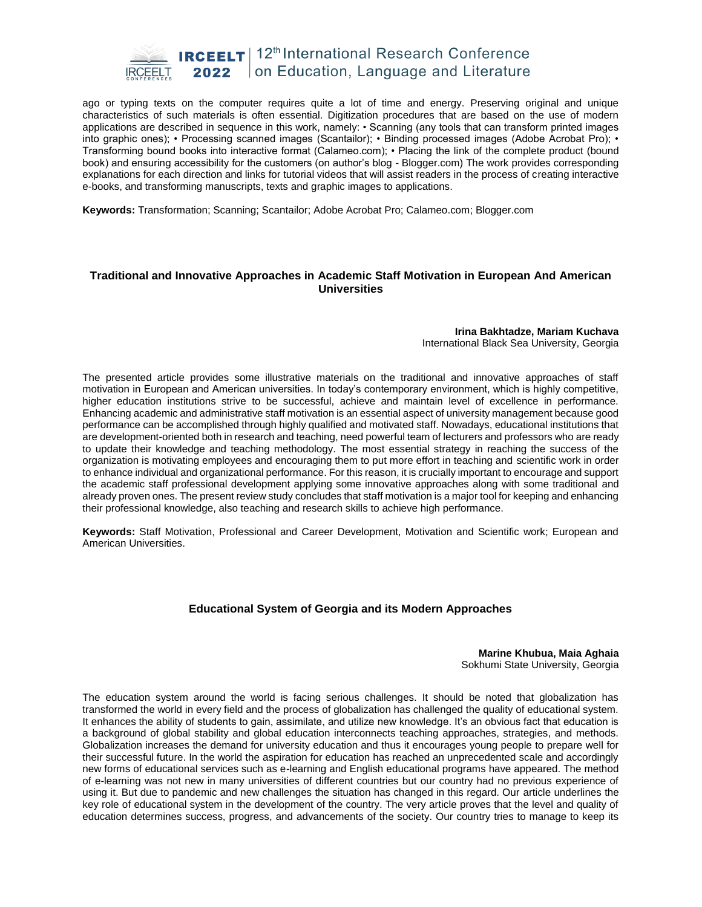ago or typing texts on the computer requires quite a lot of time and energy. Preserving original and unique characteristics of such materials is often essential. Digitization procedures that are based on the use of modern applications are described in sequence in this work, namely: • Scanning (any tools that can transform printed images into graphic ones); • Processing scanned images (Scantailor); • Binding processed images (Adobe Acrobat Pro); • Transforming bound books into interactive format (Calameo.com); • Placing the link of the complete product (bound book) and ensuring accessibility for the customers (on author's blog - Blogger.com) The work provides corresponding explanations for each direction and links for tutorial videos that will assist readers in the process of creating interactive e-books, and transforming manuscripts, texts and graphic images to applications.

**Keywords:** Transformation; Scanning; Scantailor; Adobe Acrobat Pro; Calameo.com; Blogger.com

## Traditional and Innovative Approaches in Academic Staff Motivation in European And American Universities

**Irina Bakhtadze, Mariam Kuchava**
International Black Sea University, Georgia

The presented article provides some illustrative materials on the traditional and innovative approaches of staff motivation in European and American universities. In today's contemporary environment, which is highly competitive, higher education institutions strive to be successful, achieve and maintain level of excellence in performance. Enhancing academic and administrative staff motivation is an essential aspect of university management because good performance can be accomplished through highly qualified and motivated staff. Nowadays, educational institutions that are development-oriented both in research and teaching, need powerful team of lecturers and professors who are ready to update their knowledge and teaching methodology. The most essential strategy in reaching the success of the organization is motivating employees and encouraging them to put more effort in teaching and scientific work in order to enhance individual and organizational performance. For this reason, it is crucially important to encourage and support the academic staff professional development applying some innovative approaches along with some traditional and already proven ones. The present review study concludes that staff motivation is a major tool for keeping and enhancing their professional knowledge, also teaching and research skills to achieve high performance.

**Keywords:** Staff Motivation, Professional and Career Development, Motivation and Scientific work; European and American Universities.

## Educational System of Georgia and its Modern Approaches

**Marine Khubua, Maia Aghaia**
Sokhumi State University, Georgia

The education system around the world is facing serious challenges. It should be noted that globalization has transformed the world in every field and the process of globalization has challenged the quality of educational system. It enhances the ability of students to gain, assimilate, and utilize new knowledge. It's an obvious fact that education is a background of global stability and global education interconnects teaching approaches, strategies, and methods. Globalization increases the demand for university education and thus it encourages young people to prepare well for their successful future. In the world the aspiration for education has reached an unprecedented scale and accordingly new forms of educational services such as e-learning and English educational programs have appeared. The method of e-learning was not new in many universities of different countries but our country had no previous experience of using it. But due to pandemic and new challenges the situation has changed in this regard. Our article underlines the key role of educational system in the development of the country. The very article proves that the level and quality of education determines success, progress, and advancements of the society. Our country tries to manage to keep its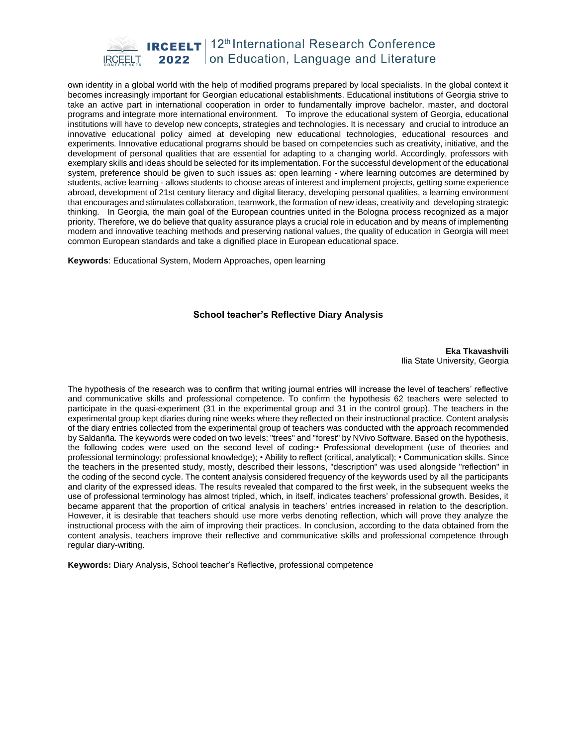own identity in a global world with the help of modified programs prepared by local specialists. In the global context it becomes increasingly important for Georgian educational establishments. Educational institutions of Georgia strive to take an active part in international cooperation in order to fundamentally improve bachelor, master, and doctoral programs and integrate more international environment. To improve the educational system of Georgia, educational institutions will have to develop new concepts, strategies and technologies. It is necessary and crucial to introduce an innovative educational policy aimed at developing new educational technologies, educational resources and experiments. Innovative educational programs should be based on competencies such as creativity, initiative, and the development of personal qualities that are essential for adapting to a changing world. Accordingly, professors with exemplary skills and ideas should be selected for its implementation. For the successful development of the educational system, preference should be given to such issues as: open learning - where learning outcomes are determined by students, active learning - allows students to choose areas of interest and implement projects, getting some experience abroad, development of 21st century literacy and digital literacy, developing personal qualities, a learning environment that encourages and stimulates collaboration, teamwork, the formation of new ideas, creativity and developing strategic thinking. In Georgia, the main goal of the European countries united in the Bologna process recognized as a major priority. Therefore, we do believe that quality assurance plays a crucial role in education and by means of implementing modern and innovative teaching methods and preserving national values, the quality of education in Georgia will meet common European standards and take a dignified place in European educational space.

**Keywords**: Educational System, Modern Approaches, open learning

## School teacher's Reflective Diary Analysis

**Eka Tkavashvili**
Ilia State University, Georgia

The hypothesis of the research was to confirm that writing journal entries will increase the level of teachers' reflective and communicative skills and professional competence. To confirm the hypothesis 62 teachers were selected to participate in the quasi-experiment (31 in the experimental group and 31 in the control group). The teachers in the experimental group kept diaries during nine weeks where they reflected on their instructional practice. Content analysis of the diary entries collected from the experimental group of teachers was conducted with the approach recommended by Saldanña. The keywords were coded on two levels: "trees" and "forest" by NVivo Software. Based on the hypothesis, the following codes were used on the second level of coding:• Professional development (use of theories and professional terminology; professional knowledge); • Ability to reflect (critical, analytical); • Communication skills. Since the teachers in the presented study, mostly, described their lessons, "description" was used alongside "reflection" in the coding of the second cycle. The content analysis considered frequency of the keywords used by all the participants and clarity of the expressed ideas. The results revealed that compared to the first week, in the subsequent weeks the use of professional terminology has almost tripled, which, in itself, indicates teachers' professional growth. Besides, it became apparent that the proportion of critical analysis in teachers' entries increased in relation to the description. However, it is desirable that teachers should use more verbs denoting reflection, which will prove they analyze the instructional process with the aim of improving their practices. In conclusion, according to the data obtained from the content analysis, teachers improve their reflective and communicative skills and professional competence through regular diary-writing.

**Keywords:** Diary Analysis, School teacher's Reflective, professional competence